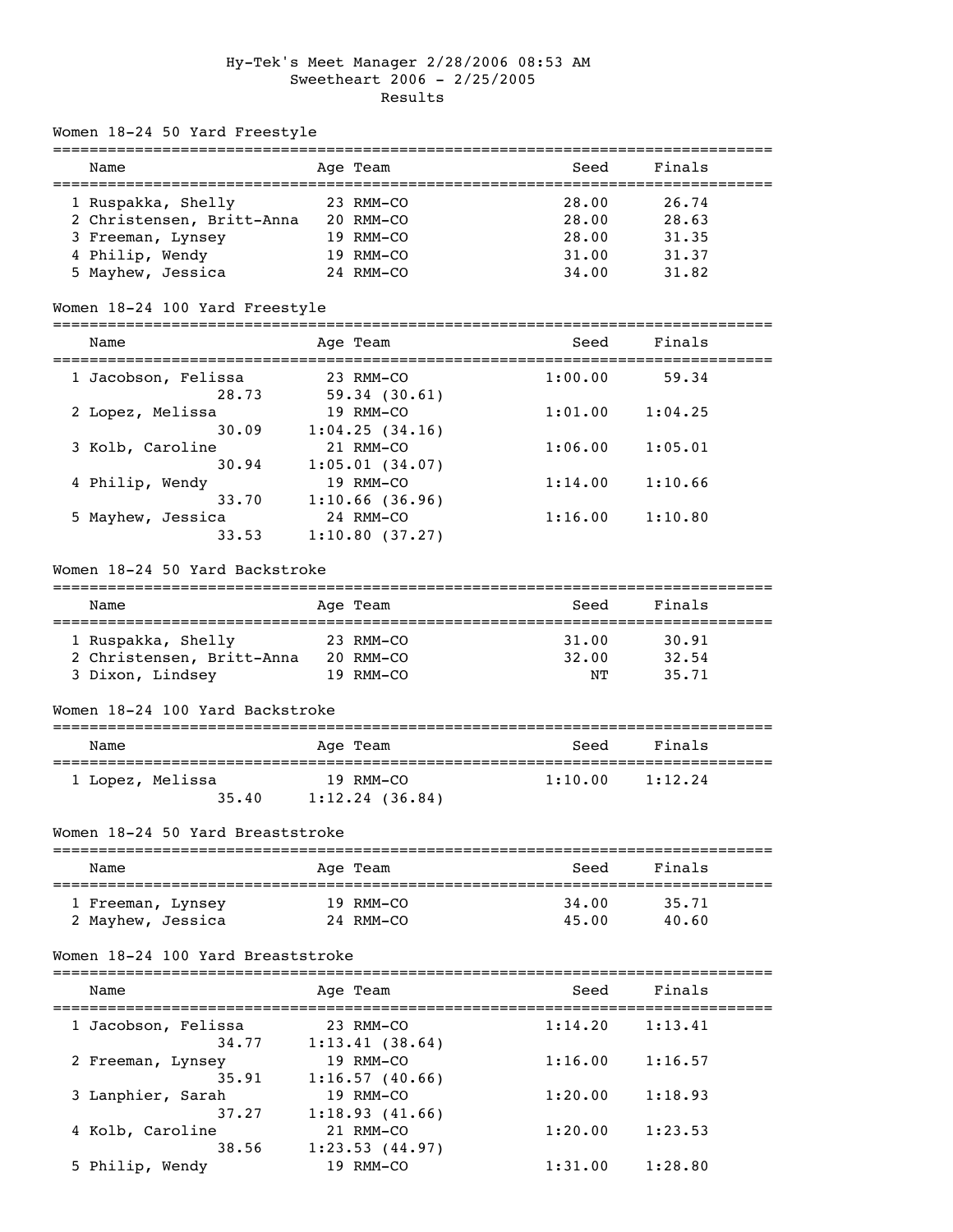Hy-Tek's Meet Manager 2/28/2006 08:53 AM

# Sweetheart 2006 - 2/25/2005

## Results

### Women 18-24 50 Yard Freestyle

| | Name | Age | Team | Seed | Finals |
|---|---|---|---|---|---|
| 1 | Ruspakka, Shelly | 23 | RMM-CO | 28.00 | 26.74 |
| 2 | Christensen, Britt-Anna | 20 | RMM-CO | 28.00 | 28.63 |
| 3 | Freeman, Lynsey | 19 | RMM-CO | 28.00 | 31.35 |
| 4 | Philip, Wendy | 19 | RMM-CO | 31.00 | 31.37 |
| 5 | Mayhew, Jessica | 24 | RMM-CO | 34.00 | 31.82 |

### Women 18-24 100 Yard Freestyle

| | Name | Age | Team | Seed | Finals |
|---|---|---|---|---|---|
| 1 | Jacobson, Felissa | 23 | RMM-CO | 1:00.00 | 59.34 |
| | 28.73 | 59.34 (30.61) | | | |
| 2 | Lopez, Melissa | 19 | RMM-CO | 1:01.00 | 1:04.25 |
| | 30.09 | 1:04.25 (34.16) | | | |
| 3 | Kolb, Caroline | 21 | RMM-CO | 1:06.00 | 1:05.01 |
| | 30.94 | 1:05.01 (34.07) | | | |
| 4 | Philip, Wendy | 19 | RMM-CO | 1:14.00 | 1:10.66 |
| | 33.70 | 1:10.66 (36.96) | | | |
| 5 | Mayhew, Jessica | 24 | RMM-CO | 1:16.00 | 1:10.80 |
| | 33.53 | 1:10.80 (37.27) | | | |

### Women 18-24 50 Yard Backstroke

| | Name | Age | Team | Seed | Finals |
|---|---|---|---|---|---|
| 1 | Ruspakka, Shelly | 23 | RMM-CO | 31.00 | 30.91 |
| 2 | Christensen, Britt-Anna | 20 | RMM-CO | 32.00 | 32.54 |
| 3 | Dixon, Lindsey | 19 | RMM-CO | NT | 35.71 |

### Women 18-24 100 Yard Backstroke

| | Name | Age | Team | Seed | Finals |
|---|---|---|---|---|---|
| 1 | Lopez, Melissa | 19 | RMM-CO | 1:10.00 | 1:12.24 |
| | 35.40 | 1:12.24 (36.84) | | | |

### Women 18-24 50 Yard Breaststroke

| | Name | Age | Team | Seed | Finals |
|---|---|---|---|---|---|
| 1 | Freeman, Lynsey | 19 | RMM-CO | 34.00 | 35.71 |
| 2 | Mayhew, Jessica | 24 | RMM-CO | 45.00 | 40.60 |

### Women 18-24 100 Yard Breaststroke

| | Name | Age | Team | Seed | Finals |
|---|---|---|---|---|---|
| 1 | Jacobson, Felissa | 23 | RMM-CO | 1:14.20 | 1:13.41 |
| | 34.77 | 1:13.41 (38.64) | | | |
| 2 | Freeman, Lynsey | 19 | RMM-CO | 1:16.00 | 1:16.57 |
| | 35.91 | 1:16.57 (40.66) | | | |
| 3 | Lanphier, Sarah | 19 | RMM-CO | 1:20.00 | 1:18.93 |
| | 37.27 | 1:18.93 (41.66) | | | |
| 4 | Kolb, Caroline | 21 | RMM-CO | 1:20.00 | 1:23.53 |
| | 38.56 | 1:23.53 (44.97) | | | |
| 5 | Philip, Wendy | 19 | RMM-CO | 1:31.00 | 1:28.80 |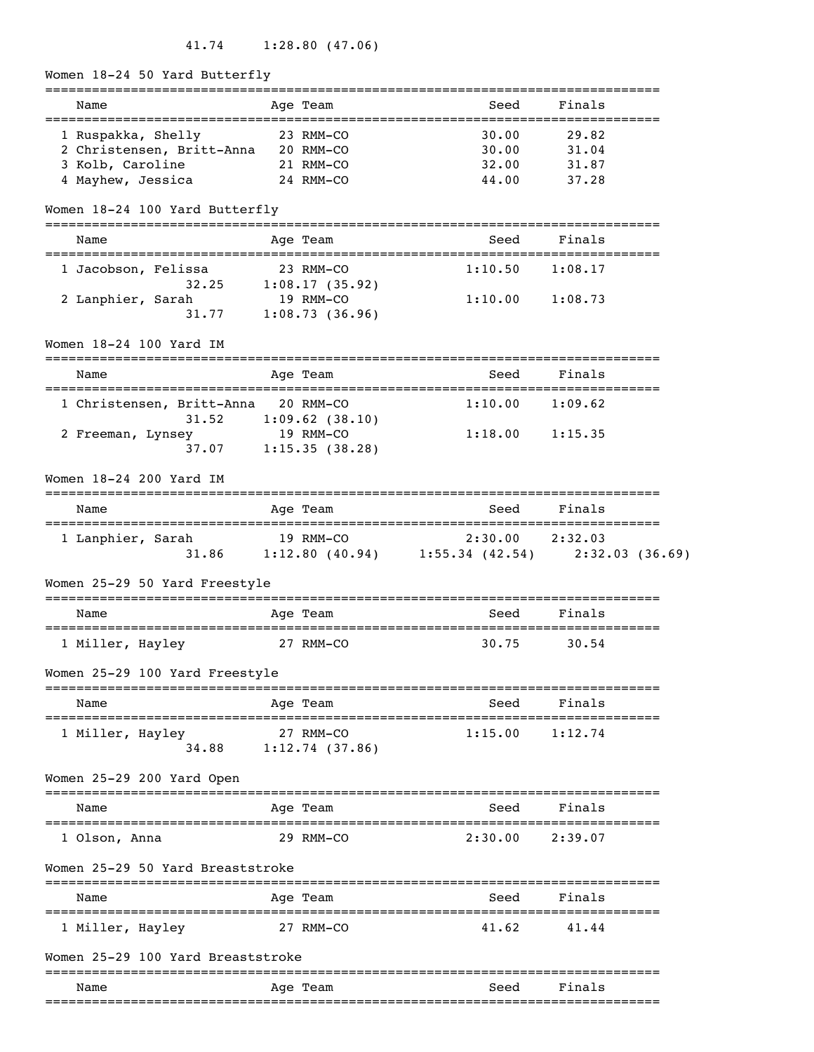41.74 1:28.80 (47.06)

## Women 18-24 50 Yard Butterfly

| Name | Age | Team | Seed | Finals |
|---|---|---|---|---|
| 1 Ruspakka, Shelly | 23 | RMM-CO | 30.00 | 29.82 |
| 2 Christensen, Britt-Anna | 20 | RMM-CO | 30.00 | 31.04 |
| 3 Kolb, Caroline | 21 | RMM-CO | 32.00 | 31.87 |
| 4 Mayhew, Jessica | 24 | RMM-CO | 44.00 | 37.28 |

## Women 18-24 100 Yard Butterfly

| Name | Age | Team | Seed | Finals |
|---|---|---|---|---|
| 1 Jacobson, Felissa | 23 | RMM-CO | 1:10.50 | 1:08.17 |
| 32.25 | 1:08.17 (35.92) | | | |
| 2 Lanphier, Sarah | 19 | RMM-CO | 1:10.00 | 1:08.73 |
| 31.77 | 1:08.73 (36.96) | | | |

## Women 18-24 100 Yard IM

| Name | Age | Team | Seed | Finals |
|---|---|---|---|---|
| 1 Christensen, Britt-Anna | 20 | RMM-CO | 1:10.00 | 1:09.62 |
| 31.52 | 1:09.62 (38.10) | | | |
| 2 Freeman, Lynsey | 19 | RMM-CO | 1:18.00 | 1:15.35 |
| 37.07 | 1:15.35 (38.28) | | | |

## Women 18-24 200 Yard IM

| Name | Age | Team | Seed | Finals |
|---|---|---|---|---|
| 1 Lanphier, Sarah | 19 | RMM-CO | 2:30.00 | 2:32.03 |
| 31.86 | 1:12.80 (40.94) | 1:55.34 (42.54) | 2:32.03 (36.69) | |

## Women 25-29 50 Yard Freestyle

| Name | Age | Team | Seed | Finals |
|---|---|---|---|---|
| 1 Miller, Hayley | 27 | RMM-CO | 30.75 | 30.54 |

## Women 25-29 100 Yard Freestyle

| Name | Age | Team | Seed | Finals |
|---|---|---|---|---|
| 1 Miller, Hayley | 27 | RMM-CO | 1:15.00 | 1:12.74 |
| 34.88 | 1:12.74 (37.86) | | | |

## Women 25-29 200 Yard Open

| Name | Age | Team | Seed | Finals |
|---|---|---|---|---|
| 1 Olson, Anna | 29 | RMM-CO | 2:30.00 | 2:39.07 |

## Women 25-29 50 Yard Breaststroke

| Name | Age | Team | Seed | Finals |
|---|---|---|---|---|
| 1 Miller, Hayley | 27 | RMM-CO | 41.62 | 41.44 |

## Women 25-29 100 Yard Breaststroke

| Name | Age | Team | Seed | Finals |
|---|---|---|---|---|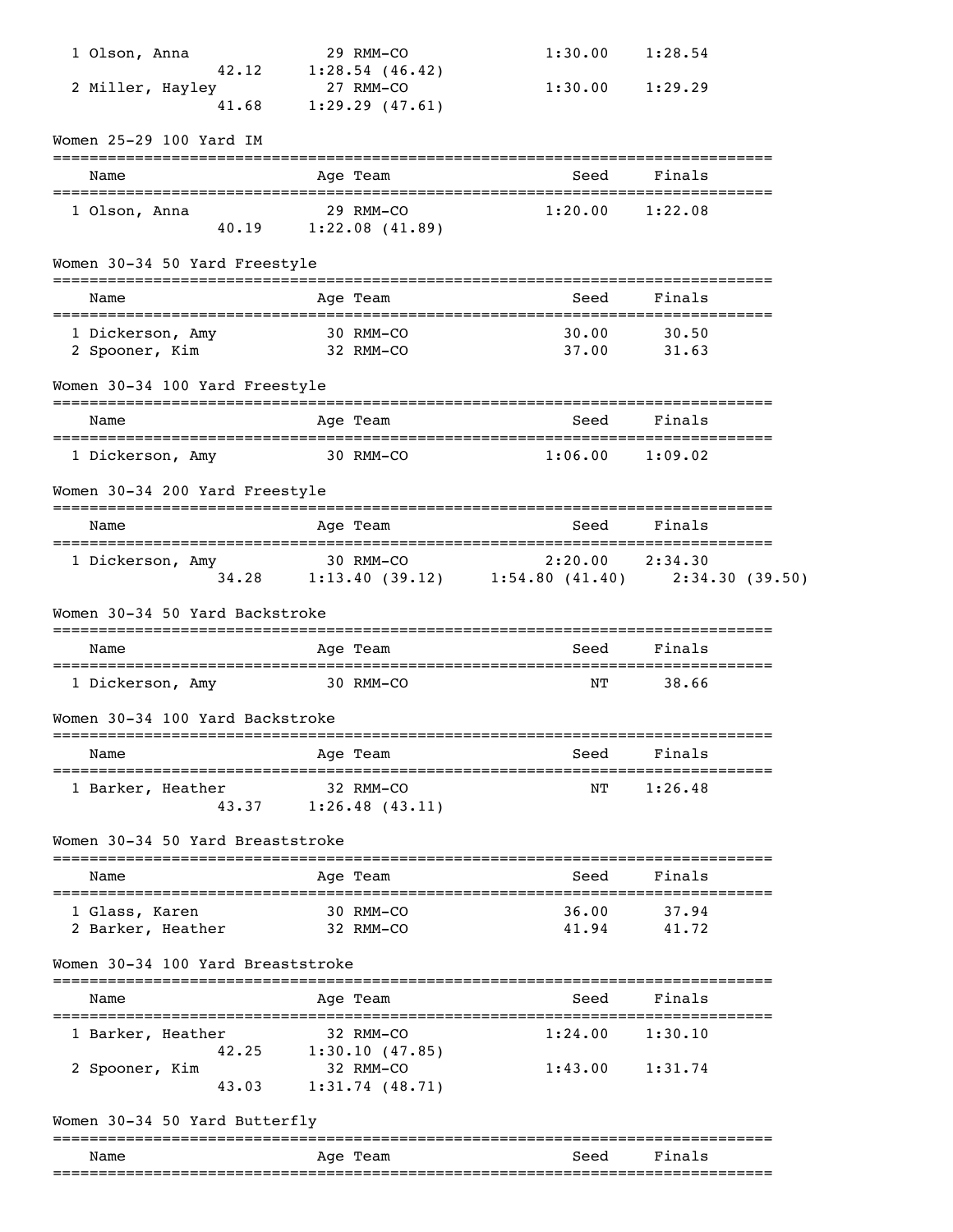| Name | Age | Team | Seed | Finals |
|---|---|---|---|---|
| 1 Olson, Anna | 29 | RMM-CO | 1:30.00 | 1:28.54 |
| 42.12 | 1:28.54 (46.42) | | | |
| 2 Miller, Hayley | 27 | RMM-CO | 1:30.00 | 1:29.29 |
| 41.68 | 1:29.29 (47.61) | | | |

## Women 25-29 100 Yard IM

| Name | Age | Team | Seed | Finals |
|---|---|---|---|---|
| 1 Olson, Anna | 29 | RMM-CO | 1:20.00 | 1:22.08 |
| 40.19 | 1:22.08 (41.89) | | | |

## Women 30-34 50 Yard Freestyle

| Name | Age | Team | Seed | Finals |
|---|---|---|---|---|
| 1 Dickerson, Amy | 30 | RMM-CO | 30.00 | 30.50 |
| 2 Spooner, Kim | 32 | RMM-CO | 37.00 | 31.63 |

## Women 30-34 100 Yard Freestyle

| Name | Age | Team | Seed | Finals |
|---|---|---|---|---|
| 1 Dickerson, Amy | 30 | RMM-CO | 1:06.00 | 1:09.02 |

## Women 30-34 200 Yard Freestyle

| Name | Age | Team | Seed | Finals |
|---|---|---|---|---|
| 1 Dickerson, Amy | 30 | RMM-CO | 2:20.00 | 2:34.30 |
| 34.28 | 1:13.40 (39.12) | 1:54.80 (41.40) | 2:34.30 (39.50) | |

## Women 30-34 50 Yard Backstroke

| Name | Age | Team | Seed | Finals |
|---|---|---|---|---|
| 1 Dickerson, Amy | 30 | RMM-CO | NT | 38.66 |

## Women 30-34 100 Yard Backstroke

| Name | Age | Team | Seed | Finals |
|---|---|---|---|---|
| 1 Barker, Heather | 32 | RMM-CO | NT | 1:26.48 |
| 43.37 | 1:26.48 (43.11) | | | |

## Women 30-34 50 Yard Breaststroke

| Name | Age | Team | Seed | Finals |
|---|---|---|---|---|
| 1 Glass, Karen | 30 | RMM-CO | 36.00 | 37.94 |
| 2 Barker, Heather | 32 | RMM-CO | 41.94 | 41.72 |

## Women 30-34 100 Yard Breaststroke

| Name | Age | Team | Seed | Finals |
|---|---|---|---|---|
| 1 Barker, Heather | 32 | RMM-CO | 1:24.00 | 1:30.10 |
| 42.25 | 1:30.10 (47.85) | | | |
| 2 Spooner, Kim | 32 | RMM-CO | 1:43.00 | 1:31.74 |
| 43.03 | 1:31.74 (48.71) | | | |

## Women 30-34 50 Yard Butterfly

| Name | Age | Team | Seed | Finals |
|---|---|---|---|---|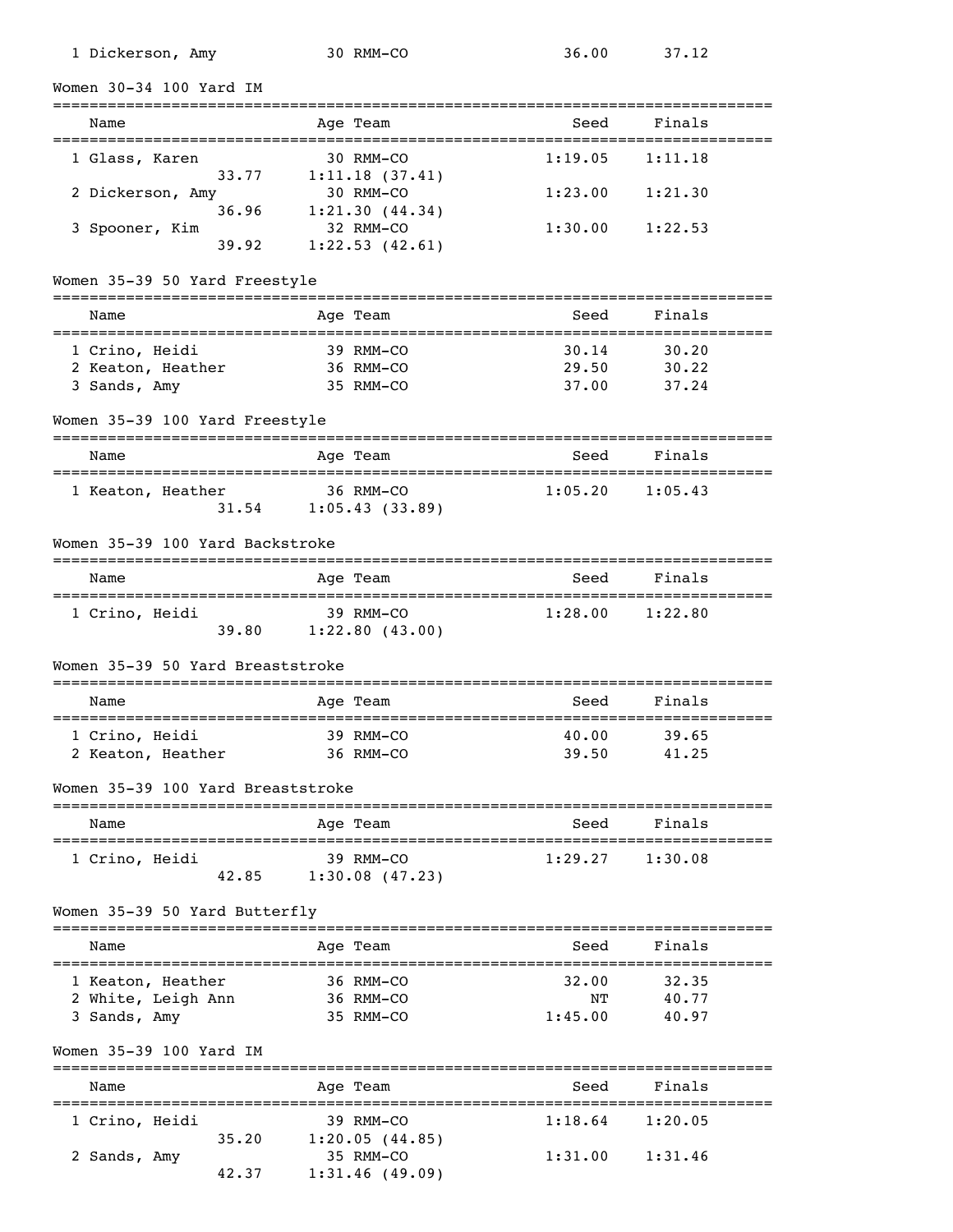| Name | Age | Team | Seed | Finals |
|---|---|---|---|---|
| 1 Dickerson, Amy | 30 | RMM-CO | 36.00 | 37.12 |

## Women 30-34 100 Yard IM

| Name | Age | Team | Seed | Finals |
|---|---|---|---|---|
| 1 Glass, Karen | 30 | RMM-CO | 1:19.05 | 1:11.18 |
| 33.77 | 1:11.18 (37.41) | | | |
| 2 Dickerson, Amy | 30 | RMM-CO | 1:23.00 | 1:21.30 |
| 36.96 | 1:21.30 (44.34) | | | |
| 3 Spooner, Kim | 32 | RMM-CO | 1:30.00 | 1:22.53 |
| 39.92 | 1:22.53 (42.61) | | | |

## Women 35-39 50 Yard Freestyle

| Name | Age | Team | Seed | Finals |
|---|---|---|---|---|
| 1 Crino, Heidi | 39 | RMM-CO | 30.14 | 30.20 |
| 2 Keaton, Heather | 36 | RMM-CO | 29.50 | 30.22 |
| 3 Sands, Amy | 35 | RMM-CO | 37.00 | 37.24 |

## Women 35-39 100 Yard Freestyle

| Name | Age | Team | Seed | Finals |
|---|---|---|---|---|
| 1 Keaton, Heather | 36 | RMM-CO | 1:05.20 | 1:05.43 |
| 31.54 | 1:05.43 (33.89) | | | |

## Women 35-39 100 Yard Backstroke

| Name | Age | Team | Seed | Finals |
|---|---|---|---|---|
| 1 Crino, Heidi | 39 | RMM-CO | 1:28.00 | 1:22.80 |
| 39.80 | 1:22.80 (43.00) | | | |

## Women 35-39 50 Yard Breaststroke

| Name | Age | Team | Seed | Finals |
|---|---|---|---|---|
| 1 Crino, Heidi | 39 | RMM-CO | 40.00 | 39.65 |
| 2 Keaton, Heather | 36 | RMM-CO | 39.50 | 41.25 |

## Women 35-39 100 Yard Breaststroke

| Name | Age | Team | Seed | Finals |
|---|---|---|---|---|
| 1 Crino, Heidi | 39 | RMM-CO | 1:29.27 | 1:30.08 |
| 42.85 | 1:30.08 (47.23) | | | |

## Women 35-39 50 Yard Butterfly

| Name | Age | Team | Seed | Finals |
|---|---|---|---|---|
| 1 Keaton, Heather | 36 | RMM-CO | 32.00 | 32.35 |
| 2 White, Leigh Ann | 36 | RMM-CO | NT | 40.77 |
| 3 Sands, Amy | 35 | RMM-CO | 1:45.00 | 40.97 |

## Women 35-39 100 Yard IM

| Name | Age | Team | Seed | Finals |
|---|---|---|---|---|
| 1 Crino, Heidi | 39 | RMM-CO | 1:18.64 | 1:20.05 |
| 35.20 | 1:20.05 (44.85) | | | |
| 2 Sands, Amy | 35 | RMM-CO | 1:31.00 | 1:31.46 |
| 42.37 | 1:31.46 (49.09) | | | |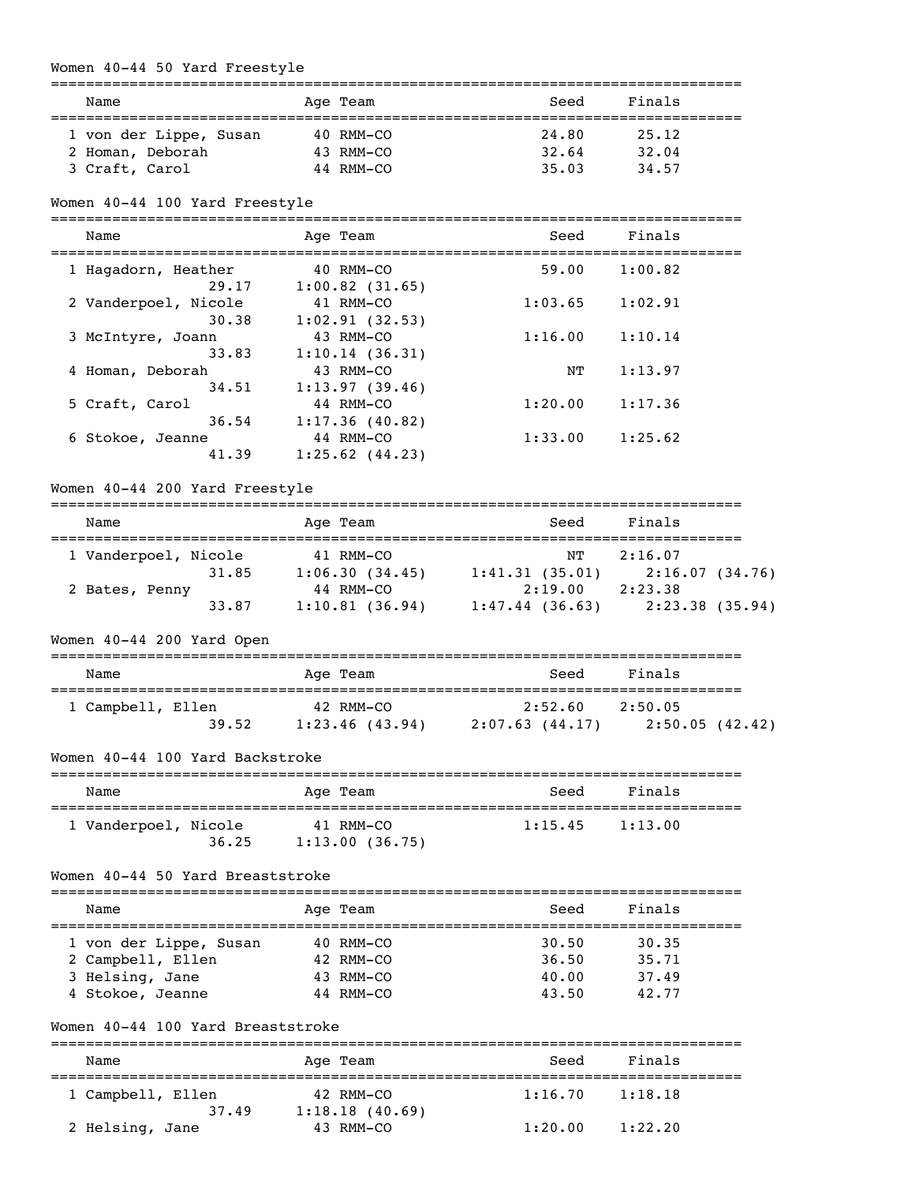## Women 40-44 50 Yard Freestyle

| Name | Age | Team | Seed | Finals |
|---|---|---|---|---|
| 1 von der Lippe, Susan | 40 | RMM-CO | 24.80 | 25.12 |
| 2 Homan, Deborah | 43 | RMM-CO | 32.64 | 32.04 |
| 3 Craft, Carol | 44 | RMM-CO | 35.03 | 34.57 |

## Women 40-44 100 Yard Freestyle

| Name | Age | Team | Seed | Finals |
|---|---|---|---|---|
| 1 Hagadorn, Heather | 40 | RMM-CO | 59.00 | 1:00.82 |
| 29.17 | 1:00.82 (31.65) | | | |
| 2 Vanderpoel, Nicole | 41 | RMM-CO | 1:03.65 | 1:02.91 |
| 30.38 | 1:02.91 (32.53) | | | |
| 3 McIntyre, Joann | 43 | RMM-CO | 1:16.00 | 1:10.14 |
| 33.83 | 1:10.14 (36.31) | | | |
| 4 Homan, Deborah | 43 | RMM-CO | NT | 1:13.97 |
| 34.51 | 1:13.97 (39.46) | | | |
| 5 Craft, Carol | 44 | RMM-CO | 1:20.00 | 1:17.36 |
| 36.54 | 1:17.36 (40.82) | | | |
| 6 Stokoe, Jeanne | 44 | RMM-CO | 1:33.00 | 1:25.62 |
| 41.39 | 1:25.62 (44.23) | | | |

## Women 40-44 200 Yard Freestyle

| Name | Age | Team | Seed | Finals |
|---|---|---|---|---|
| 1 Vanderpoel, Nicole | 41 | RMM-CO | NT | 2:16.07 |
| 31.85 | 1:06.30 (34.45) | 1:41.31 (35.01) | 2:16.07 (34.76) | |
| 2 Bates, Penny | 44 | RMM-CO | 2:19.00 | 2:23.38 |
| 33.87 | 1:10.81 (36.94) | 1:47.44 (36.63) | 2:23.38 (35.94) | |

## Women 40-44 200 Yard Open

| Name | Age | Team | Seed | Finals |
|---|---|---|---|---|
| 1 Campbell, Ellen | 42 | RMM-CO | 2:52.60 | 2:50.05 |
| 39.52 | 1:23.46 (43.94) | 2:07.63 (44.17) | 2:50.05 (42.42) | |

## Women 40-44 100 Yard Backstroke

| Name | Age | Team | Seed | Finals |
|---|---|---|---|---|
| 1 Vanderpoel, Nicole | 41 | RMM-CO | 1:15.45 | 1:13.00 |
| 36.25 | 1:13.00 (36.75) | | | |

## Women 40-44 50 Yard Breaststroke

| Name | Age | Team | Seed | Finals |
|---|---|---|---|---|
| 1 von der Lippe, Susan | 40 | RMM-CO | 30.50 | 30.35 |
| 2 Campbell, Ellen | 42 | RMM-CO | 36.50 | 35.71 |
| 3 Helsing, Jane | 43 | RMM-CO | 40.00 | 37.49 |
| 4 Stokoe, Jeanne | 44 | RMM-CO | 43.50 | 42.77 |

## Women 40-44 100 Yard Breaststroke

| Name | Age | Team | Seed | Finals |
|---|---|---|---|---|
| 1 Campbell, Ellen | 42 | RMM-CO | 1:16.70 | 1:18.18 |
| 37.49 | 1:18.18 (40.69) | | | |
| 2 Helsing, Jane | 43 | RMM-CO | 1:20.00 | 1:22.20 |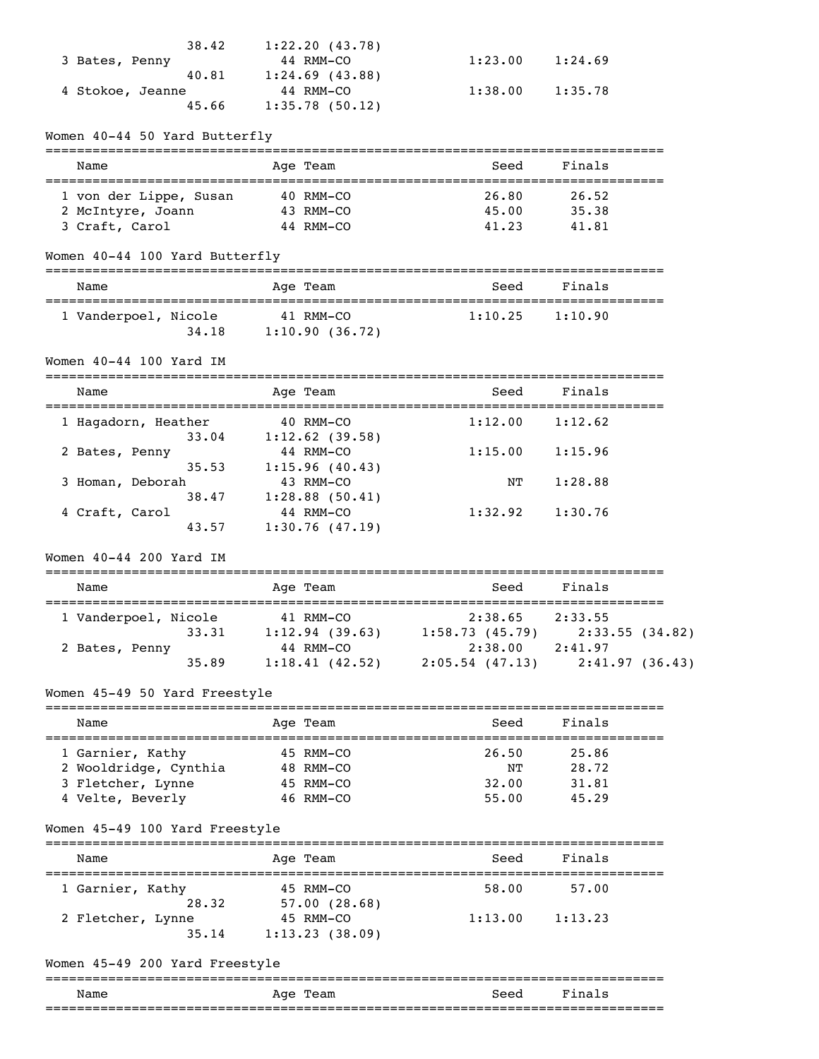```
                 38.42     1:22.20 (43.78)
  3 Bates, Penny             44 RMM-CO                 1:23.00    1:24.69
                 40.81     1:24.69 (43.88)
  4 Stokoe, Jeanne           44 RMM-CO                 1:38.00    1:35.78
                 45.66     1:35.78 (50.12)
```

### Women 40-44 50 Yard Butterfly

| Name | Age | Team | Seed | Finals |
|---|---|---|---|---|
| 1 von der Lippe, Susan | 40 | RMM-CO | 26.80 | 26.52 |
| 2 McIntyre, Joann | 43 | RMM-CO | 45.00 | 35.38 |
| 3 Craft, Carol | 44 | RMM-CO | 41.23 | 41.81 |

### Women 40-44 100 Yard Butterfly

| Name | Age | Team | Seed | Finals |
|---|---|---|---|---|
| 1 Vanderpoel, Nicole | 41 | RMM-CO | 1:10.25 | 1:10.90 |
| 34.18 | 1:10.90 (36.72) | | | |

### Women 40-44 100 Yard IM

| Name | Age | Team | Seed | Finals |
|---|---|---|---|---|
| 1 Hagadorn, Heather | 40 | RMM-CO | 1:12.00 | 1:12.62 |
| 33.04 | 1:12.62 (39.58) | | | |
| 2 Bates, Penny | 44 | RMM-CO | 1:15.00 | 1:15.96 |
| 35.53 | 1:15.96 (40.43) | | | |
| 3 Homan, Deborah | 43 | RMM-CO | NT | 1:28.88 |
| 38.47 | 1:28.88 (50.41) | | | |
| 4 Craft, Carol | 44 | RMM-CO | 1:32.92 | 1:30.76 |
| 43.57 | 1:30.76 (47.19) | | | |

### Women 40-44 200 Yard IM

| Name | Age | Team | Seed | Finals |
|---|---|---|---|---|
| 1 Vanderpoel, Nicole | 41 | RMM-CO | 2:38.65 | 2:33.55 |
| 33.31 | 1:12.94 (39.63) | | 1:58.73 (45.79) | 2:33.55 (34.82) |
| 2 Bates, Penny | 44 | RMM-CO | 2:38.00 | 2:41.97 |
| 35.89 | 1:18.41 (42.52) | | 2:05.54 (47.13) | 2:41.97 (36.43) |

### Women 45-49 50 Yard Freestyle

| Name | Age | Team | Seed | Finals |
|---|---|---|---|---|
| 1 Garnier, Kathy | 45 | RMM-CO | 26.50 | 25.86 |
| 2 Wooldridge, Cynthia | 48 | RMM-CO | NT | 28.72 |
| 3 Fletcher, Lynne | 45 | RMM-CO | 32.00 | 31.81 |
| 4 Velte, Beverly | 46 | RMM-CO | 55.00 | 45.29 |

### Women 45-49 100 Yard Freestyle

| Name | Age | Team | Seed | Finals |
|---|---|---|---|---|
| 1 Garnier, Kathy | 45 | RMM-CO | 58.00 | 57.00 |
| 28.32 | 57.00 (28.68) | | | |
| 2 Fletcher, Lynne | 45 | RMM-CO | 1:13.00 | 1:13.23 |
| 35.14 | 1:13.23 (38.09) | | | |

### Women 45-49 200 Yard Freestyle

| Name | Age | Team | Seed | Finals |
|---|---|---|---|---|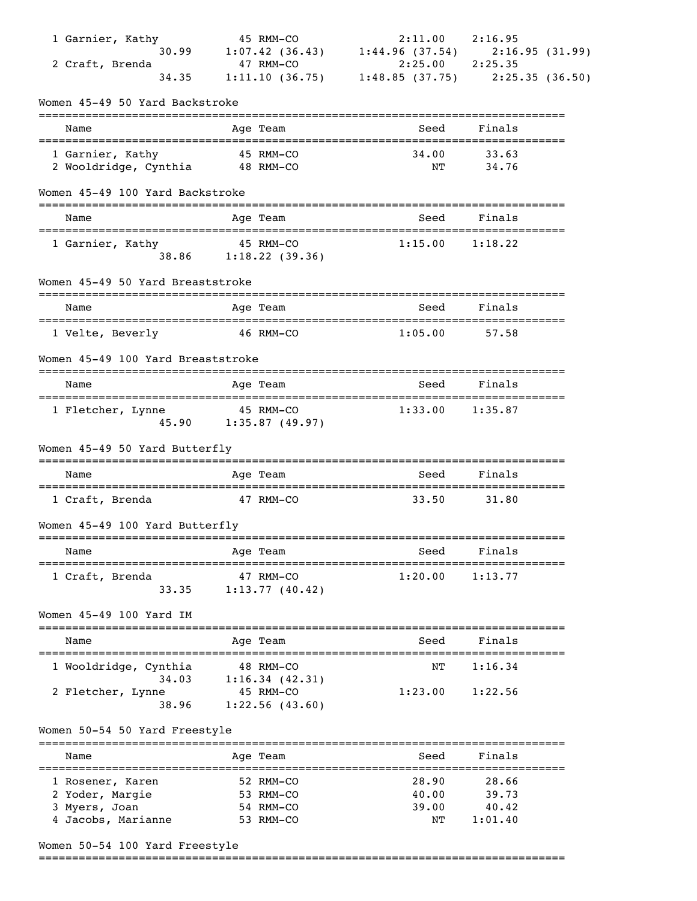| | Name | Age | Team | Seed | Finals |
|---|---|---|---|---|---|
| 1 | Garnier, Kathy | 45 | RMM-CO | 2:11.00 | 2:16.95 |
| | 30.99 | 1:07.42 (36.43) | 1:44.96 (37.54) | 2:16.95 (31.99) | |
| 2 | Craft, Brenda | 47 | RMM-CO | 2:25.00 | 2:25.35 |
| | 34.35 | 1:11.10 (36.75) | 1:48.85 (37.75) | 2:25.35 (36.50) | |

## Women 45-49 50 Yard Backstroke

| | Name | Age | Team | Seed | Finals |
|---|---|---|---|---|---|
| 1 | Garnier, Kathy | 45 | RMM-CO | 34.00 | 33.63 |
| 2 | Wooldridge, Cynthia | 48 | RMM-CO | NT | 34.76 |

## Women 45-49 100 Yard Backstroke

| | Name | Age | Team | Seed | Finals |
|---|---|---|---|---|---|
| 1 | Garnier, Kathy | 45 | RMM-CO | 1:15.00 | 1:18.22 |
| | 38.86 | 1:18.22 (39.36) | | | |

## Women 45-49 50 Yard Breaststroke

| | Name | Age | Team | Seed | Finals |
|---|---|---|---|---|---|
| 1 | Velte, Beverly | 46 | RMM-CO | 1:05.00 | 57.58 |

## Women 45-49 100 Yard Breaststroke

| | Name | Age | Team | Seed | Finals |
|---|---|---|---|---|---|
| 1 | Fletcher, Lynne | 45 | RMM-CO | 1:33.00 | 1:35.87 |
| | 45.90 | 1:35.87 (49.97) | | | |

## Women 45-49 50 Yard Butterfly

| | Name | Age | Team | Seed | Finals |
|---|---|---|---|---|---|
| 1 | Craft, Brenda | 47 | RMM-CO | 33.50 | 31.80 |

## Women 45-49 100 Yard Butterfly

| | Name | Age | Team | Seed | Finals |
|---|---|---|---|---|---|
| 1 | Craft, Brenda | 47 | RMM-CO | 1:20.00 | 1:13.77 |
| | 33.35 | 1:13.77 (40.42) | | | |

## Women 45-49 100 Yard IM

| | Name | Age | Team | Seed | Finals |
|---|---|---|---|---|---|
| 1 | Wooldridge, Cynthia | 48 | RMM-CO | NT | 1:16.34 |
| | 34.03 | 1:16.34 (42.31) | | | |
| 2 | Fletcher, Lynne | 45 | RMM-CO | 1:23.00 | 1:22.56 |
| | 38.96 | 1:22.56 (43.60) | | | |

## Women 50-54 50 Yard Freestyle

| | Name | Age | Team | Seed | Finals |
|---|---|---|---|---|---|
| 1 | Rosener, Karen | 52 | RMM-CO | 28.90 | 28.66 |
| 2 | Yoder, Margie | 53 | RMM-CO | 40.00 | 39.73 |
| 3 | Myers, Joan | 54 | RMM-CO | 39.00 | 40.42 |
| 4 | Jacobs, Marianne | 53 | RMM-CO | NT | 1:01.40 |

## Women 50-54 100 Yard Freestyle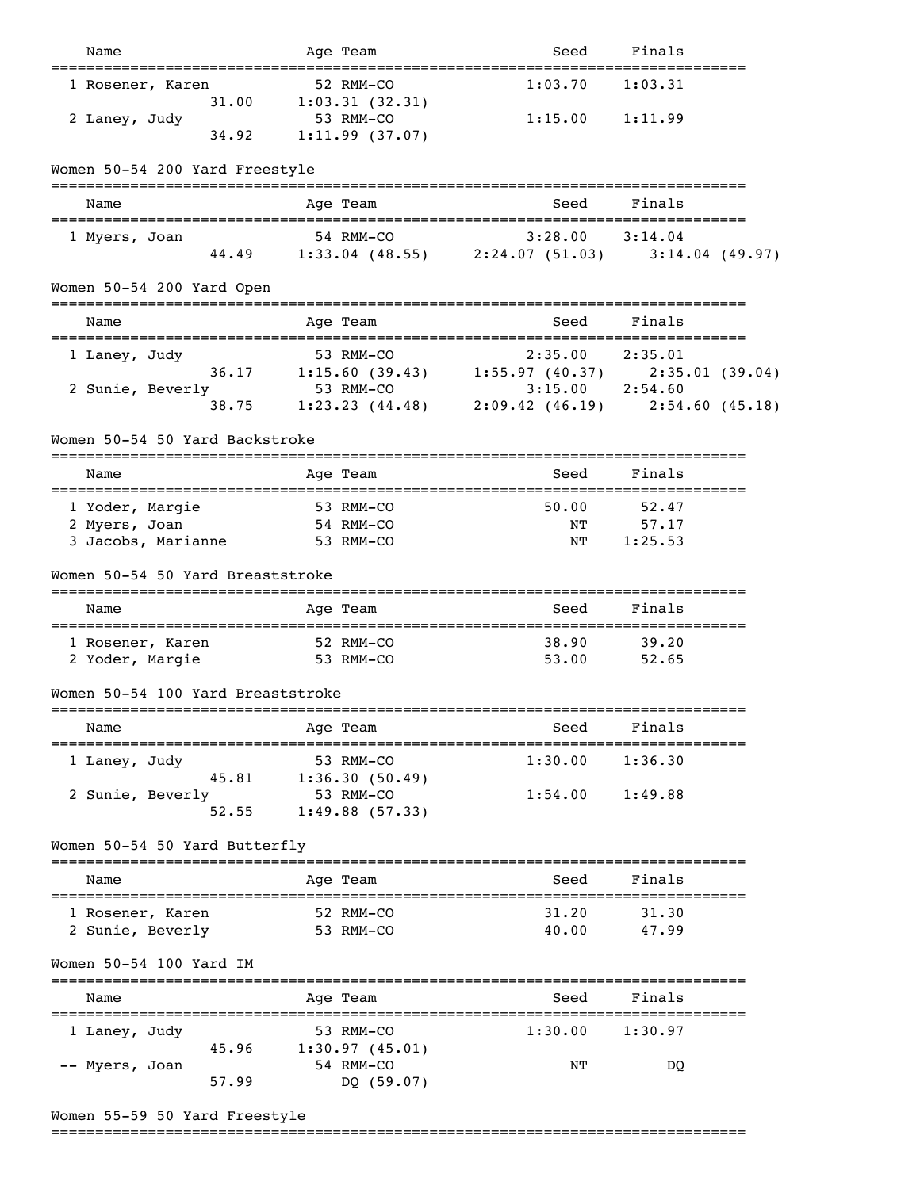| Name | Age | Team | Seed | Finals |
|---|---|---|---|---|
| 1 Rosener, Karen | 52 | RMM-CO | 1:03.70 | 1:03.31 |
| 31.00 | 1:03.31 (32.31) | | | |
| 2 Laney, Judy | 53 | RMM-CO | 1:15.00 | 1:11.99 |
| 34.92 | 1:11.99 (37.07) | | | |

## Women 50-54 200 Yard Freestyle

| Name | Age | Team | Seed | Finals |
|---|---|---|---|---|
| 1 Myers, Joan | 54 | RMM-CO | 3:28.00 | 3:14.04 |
| 44.49 | 1:33.04 (48.55) | 2:24.07 (51.03) | 3:14.04 (49.97) | |

## Women 50-54 200 Yard Open

| Name | Age | Team | Seed | Finals |
|---|---|---|---|---|
| 1 Laney, Judy | 53 | RMM-CO | 2:35.00 | 2:35.01 |
| 36.17 | 1:15.60 (39.43) | 1:55.97 (40.37) | 2:35.01 (39.04) | |
| 2 Sunie, Beverly | 53 | RMM-CO | 3:15.00 | 2:54.60 |
| 38.75 | 1:23.23 (44.48) | 2:09.42 (46.19) | 2:54.60 (45.18) | |

## Women 50-54 50 Yard Backstroke

| Name | Age | Team | Seed | Finals |
|---|---|---|---|---|
| 1 Yoder, Margie | 53 | RMM-CO | 50.00 | 52.47 |
| 2 Myers, Joan | 54 | RMM-CO | NT | 57.17 |
| 3 Jacobs, Marianne | 53 | RMM-CO | NT | 1:25.53 |

## Women 50-54 50 Yard Breaststroke

| Name | Age | Team | Seed | Finals |
|---|---|---|---|---|
| 1 Rosener, Karen | 52 | RMM-CO | 38.90 | 39.20 |
| 2 Yoder, Margie | 53 | RMM-CO | 53.00 | 52.65 |

## Women 50-54 100 Yard Breaststroke

| Name | Age | Team | Seed | Finals |
|---|---|---|---|---|
| 1 Laney, Judy | 53 | RMM-CO | 1:30.00 | 1:36.30 |
| 45.81 | 1:36.30 (50.49) | | | |
| 2 Sunie, Beverly | 53 | RMM-CO | 1:54.00 | 1:49.88 |
| 52.55 | 1:49.88 (57.33) | | | |

## Women 50-54 50 Yard Butterfly

| Name | Age | Team | Seed | Finals |
|---|---|---|---|---|
| 1 Rosener, Karen | 52 | RMM-CO | 31.20 | 31.30 |
| 2 Sunie, Beverly | 53 | RMM-CO | 40.00 | 47.99 |

## Women 50-54 100 Yard IM

| Name | Age | Team | Seed | Finals |
|---|---|---|---|---|
| 1 Laney, Judy | 53 | RMM-CO | 1:30.00 | 1:30.97 |
| 45.96 | 1:30.97 (45.01) | | | |
| -- Myers, Joan | 54 | RMM-CO | NT | DQ |
| 57.99 | DQ (59.07) | | | |

## Women 55-59 50 Yard Freestyle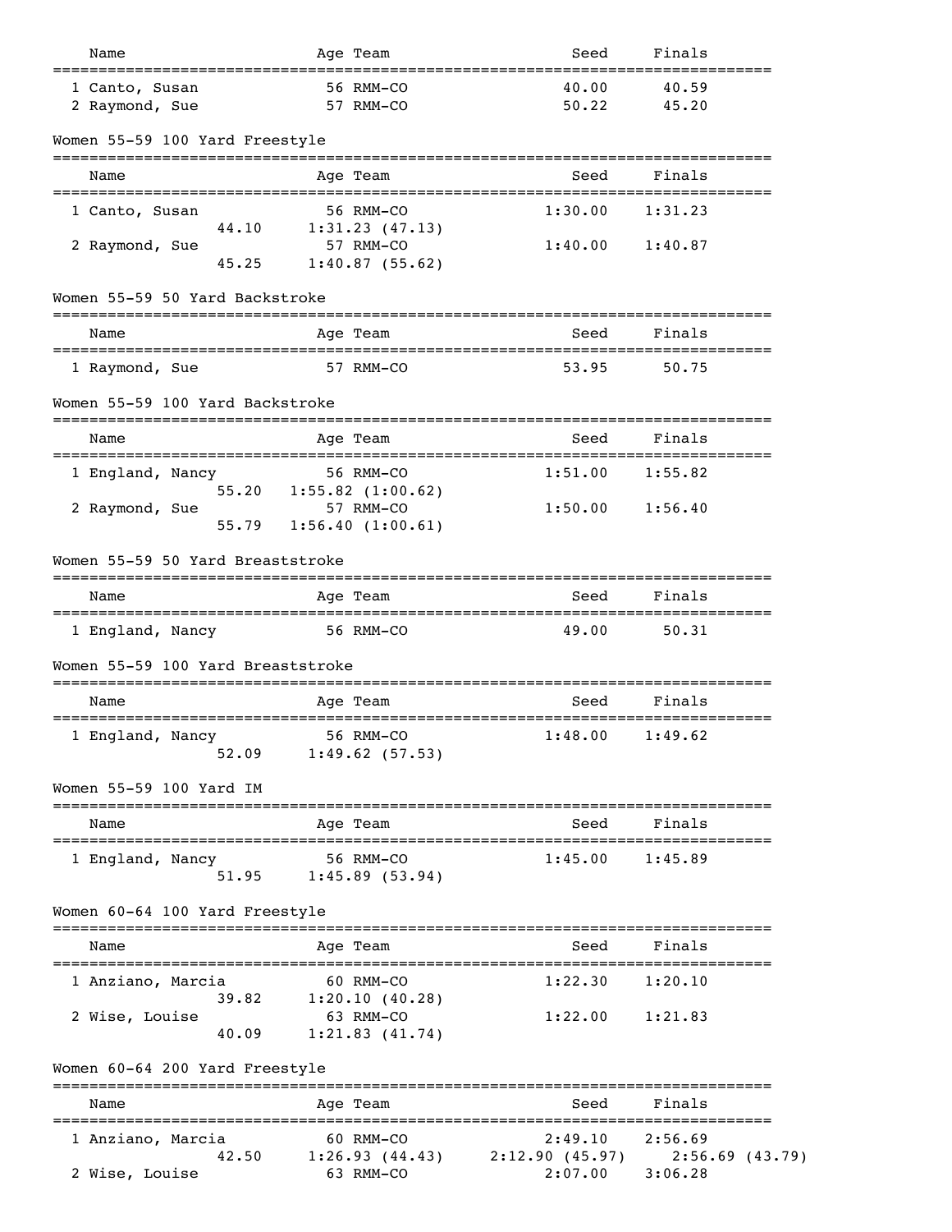| Name | Age | Team | Seed | Finals |
|---|---|---|---|---|
| 1 Canto, Susan | 56 | RMM-CO | 40.00 | 40.59 |
| 2 Raymond, Sue | 57 | RMM-CO | 50.22 | 45.20 |

## Women 55-59 100 Yard Freestyle

| Name | Age | Team | Seed | Finals |
|---|---|---|---|---|
| 1 Canto, Susan | 56 | RMM-CO | 1:30.00 | 1:31.23 |
| 44.10 | 1:31.23 (47.13) | | | |
| 2 Raymond, Sue | 57 | RMM-CO | 1:40.00 | 1:40.87 |
| 45.25 | 1:40.87 (55.62) | | | |

## Women 55-59 50 Yard Backstroke

| Name | Age | Team | Seed | Finals |
|---|---|---|---|---|
| 1 Raymond, Sue | 57 | RMM-CO | 53.95 | 50.75 |

## Women 55-59 100 Yard Backstroke

| Name | Age | Team | Seed | Finals |
|---|---|---|---|---|
| 1 England, Nancy | 56 | RMM-CO | 1:51.00 | 1:55.82 |
| 55.20 | 1:55.82 (1:00.62) | | | |
| 2 Raymond, Sue | 57 | RMM-CO | 1:50.00 | 1:56.40 |
| 55.79 | 1:56.40 (1:00.61) | | | |

## Women 55-59 50 Yard Breaststroke

| Name | Age | Team | Seed | Finals |
|---|---|---|---|---|
| 1 England, Nancy | 56 | RMM-CO | 49.00 | 50.31 |

## Women 55-59 100 Yard Breaststroke

| Name | Age | Team | Seed | Finals |
|---|---|---|---|---|
| 1 England, Nancy | 56 | RMM-CO | 1:48.00 | 1:49.62 |
| 52.09 | 1:49.62 (57.53) | | | |

## Women 55-59 100 Yard IM

| Name | Age | Team | Seed | Finals |
|---|---|---|---|---|
| 1 England, Nancy | 56 | RMM-CO | 1:45.00 | 1:45.89 |
| 51.95 | 1:45.89 (53.94) | | | |

## Women 60-64 100 Yard Freestyle

| Name | Age | Team | Seed | Finals |
|---|---|---|---|---|
| 1 Anziano, Marcia | 60 | RMM-CO | 1:22.30 | 1:20.10 |
| 39.82 | 1:20.10 (40.28) | | | |
| 2 Wise, Louise | 63 | RMM-CO | 1:22.00 | 1:21.83 |
| 40.09 | 1:21.83 (41.74) | | | |

## Women 60-64 200 Yard Freestyle

| Name | Age | Team | Seed | Finals | |
|---|---|---|---|---|---|
| 1 Anziano, Marcia | 60 | RMM-CO | 2:49.10 | 2:56.69 | |
| 42.50 | 1:26.93 (44.43) | | 2:12.90 (45.97) | | 2:56.69 (43.79) |
| 2 Wise, Louise | 63 | RMM-CO | 2:07.00 | 3:06.28 | |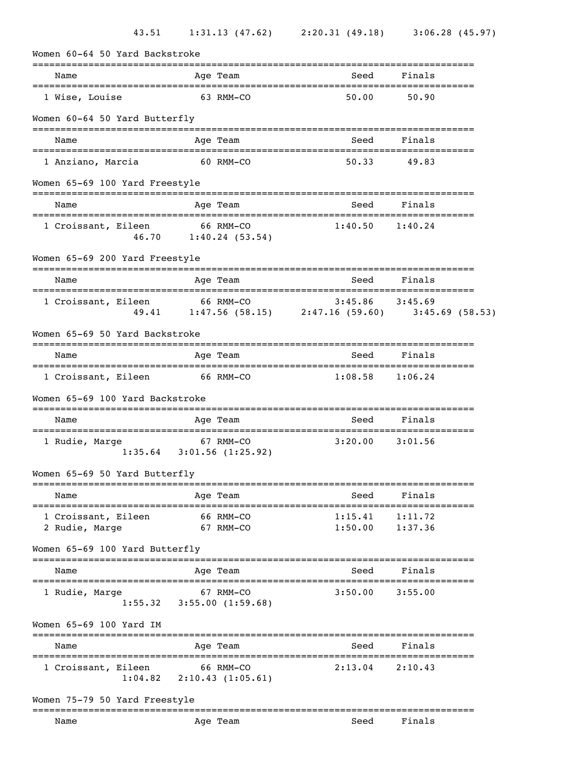43.51 1:31.13 (47.62) 2:20.31 (49.18) 3:06.28 (45.97)

## Women 60-64 50 Yard Backstroke

| | Name | Age | Team | Seed | Finals |
|---|---|---|---|---|---|
| 1 | Wise, Louise | 63 | RMM-CO | 50.00 | 50.90 |

## Women 60-64 50 Yard Butterfly

| | Name | Age | Team | Seed | Finals |
|---|---|---|---|---|---|
| 1 | Anziano, Marcia | 60 | RMM-CO | 50.33 | 49.83 |

## Women 65-69 100 Yard Freestyle

| | Name | Age | Team | Seed | Finals |
|---|---|---|---|---|---|
| 1 | Croissant, Eileen | 66 | RMM-CO | 1:40.50 | 1:40.24 |

46.70 1:40.24 (53.54)

## Women 65-69 200 Yard Freestyle

| | Name | Age | Team | Seed | Finals |
|---|---|---|---|---|---|
| 1 | Croissant, Eileen | 66 | RMM-CO | 3:45.86 | 3:45.69 |

49.41 1:47.56 (58.15) 2:47.16 (59.60) 3:45.69 (58.53)

## Women 65-69 50 Yard Backstroke

| | Name | Age | Team | Seed | Finals |
|---|---|---|---|---|---|
| 1 | Croissant, Eileen | 66 | RMM-CO | 1:08.58 | 1:06.24 |

## Women 65-69 100 Yard Backstroke

| | Name | Age | Team | Seed | Finals |
|---|---|---|---|---|---|
| 1 | Rudie, Marge | 67 | RMM-CO | 3:20.00 | 3:01.56 |

1:35.64 3:01.56 (1:25.92)

## Women 65-69 50 Yard Butterfly

| | Name | Age | Team | Seed | Finals |
|---|---|---|---|---|---|
| 1 | Croissant, Eileen | 66 | RMM-CO | 1:15.41 | 1:11.72 |
| 2 | Rudie, Marge | 67 | RMM-CO | 1:50.00 | 1:37.36 |

## Women 65-69 100 Yard Butterfly

| | Name | Age | Team | Seed | Finals |
|---|---|---|---|---|---|
| 1 | Rudie, Marge | 67 | RMM-CO | 3:50.00 | 3:55.00 |

1:55.32 3:55.00 (1:59.68)

## Women 65-69 100 Yard IM

| | Name | Age | Team | Seed | Finals |
|---|---|---|---|---|---|
| 1 | Croissant, Eileen | 66 | RMM-CO | 2:13.04 | 2:10.43 |

1:04.82 2:10.43 (1:05.61)

## Women 75-79 50 Yard Freestyle

| | Name | Age | Team | Seed | Finals |
|---|---|---|---|---|---|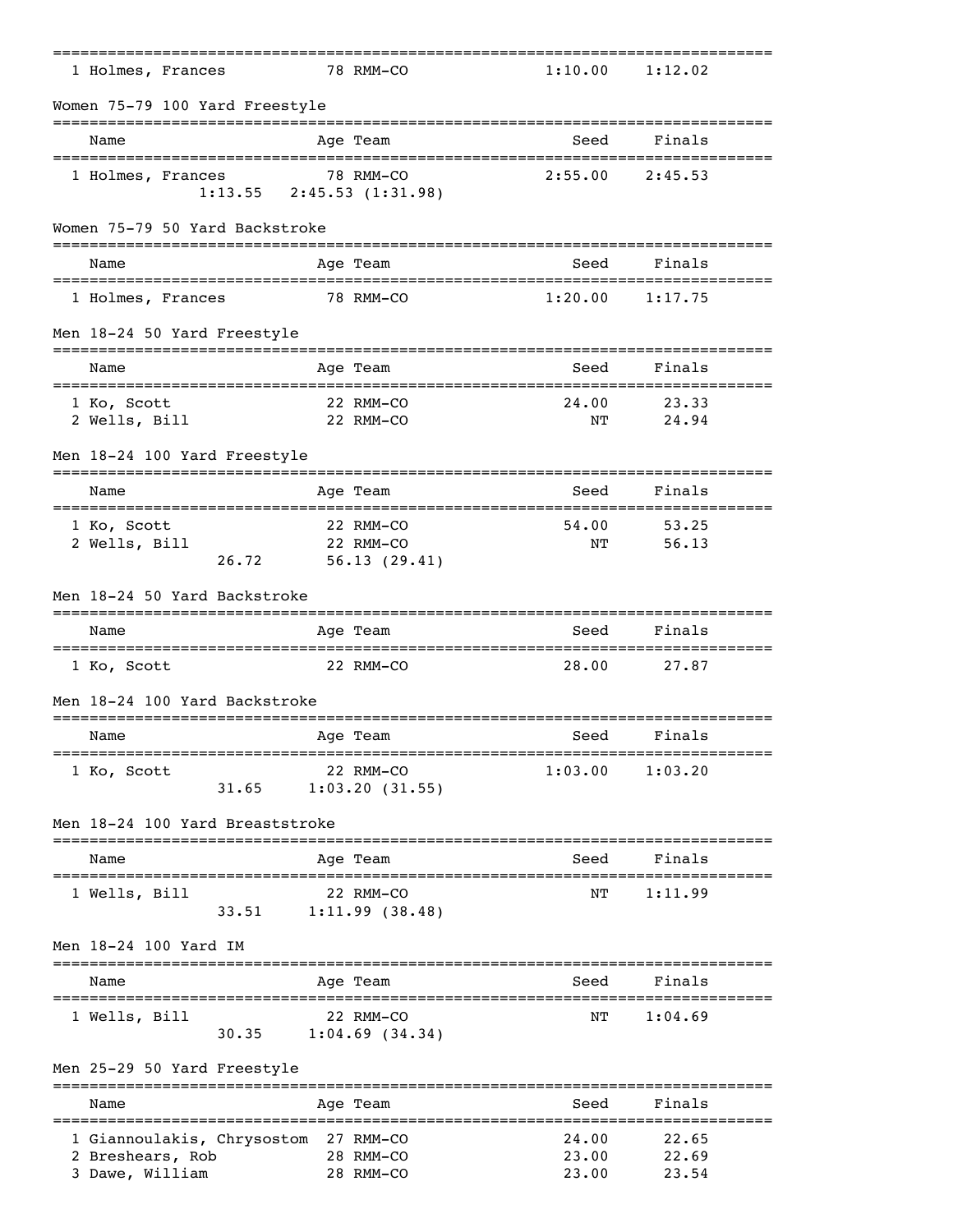| Name | Age | Team | Seed | Finals |
|---|---|---|---|---|
| 1 Holmes, Frances | 78 | RMM-CO | 1:10.00 | 1:12.02 |

## Women 75-79 100 Yard Freestyle

| Name | Age | Team | Seed | Finals |
|---|---|---|---|---|
| 1 Holmes, Frances | 78 | RMM-CO | 2:55.00 | 2:45.53 |
| 1:13.55 | 2:45.53 (1:31.98) | | | |

## Women 75-79 50 Yard Backstroke

| Name | Age | Team | Seed | Finals |
|---|---|---|---|---|
| 1 Holmes, Frances | 78 | RMM-CO | 1:20.00 | 1:17.75 |

## Men 18-24 50 Yard Freestyle

| Name | Age | Team | Seed | Finals |
|---|---|---|---|---|
| 1 Ko, Scott | 22 | RMM-CO | 24.00 | 23.33 |
| 2 Wells, Bill | 22 | RMM-CO | NT | 24.94 |

## Men 18-24 100 Yard Freestyle

| Name | Age | Team | Seed | Finals |
|---|---|---|---|---|
| 1 Ko, Scott | 22 | RMM-CO | 54.00 | 53.25 |
| 2 Wells, Bill | 22 | RMM-CO | NT | 56.13 |
| 26.72 | 56.13 (29.41) | | | |

## Men 18-24 50 Yard Backstroke

| Name | Age | Team | Seed | Finals |
|---|---|---|---|---|
| 1 Ko, Scott | 22 | RMM-CO | 28.00 | 27.87 |

## Men 18-24 100 Yard Backstroke

| Name | Age | Team | Seed | Finals |
|---|---|---|---|---|
| 1 Ko, Scott | 22 | RMM-CO | 1:03.00 | 1:03.20 |
| 31.65 | 1:03.20 (31.55) | | | |

## Men 18-24 100 Yard Breaststroke

| Name | Age | Team | Seed | Finals |
|---|---|---|---|---|
| 1 Wells, Bill | 22 | RMM-CO | NT | 1:11.99 |
| 33.51 | 1:11.99 (38.48) | | | |

## Men 18-24 100 Yard IM

| Name | Age | Team | Seed | Finals |
|---|---|---|---|---|
| 1 Wells, Bill | 22 | RMM-CO | NT | 1:04.69 |
| 30.35 | 1:04.69 (34.34) | | | |

## Men 25-29 50 Yard Freestyle

| Name | Age | Team | Seed | Finals |
|---|---|---|---|---|
| 1 Giannoulakis, Chrysostom | 27 | RMM-CO | 24.00 | 22.65 |
| 2 Breshears, Rob | 28 | RMM-CO | 23.00 | 22.69 |
| 3 Dawe, William | 28 | RMM-CO | 23.00 | 23.54 |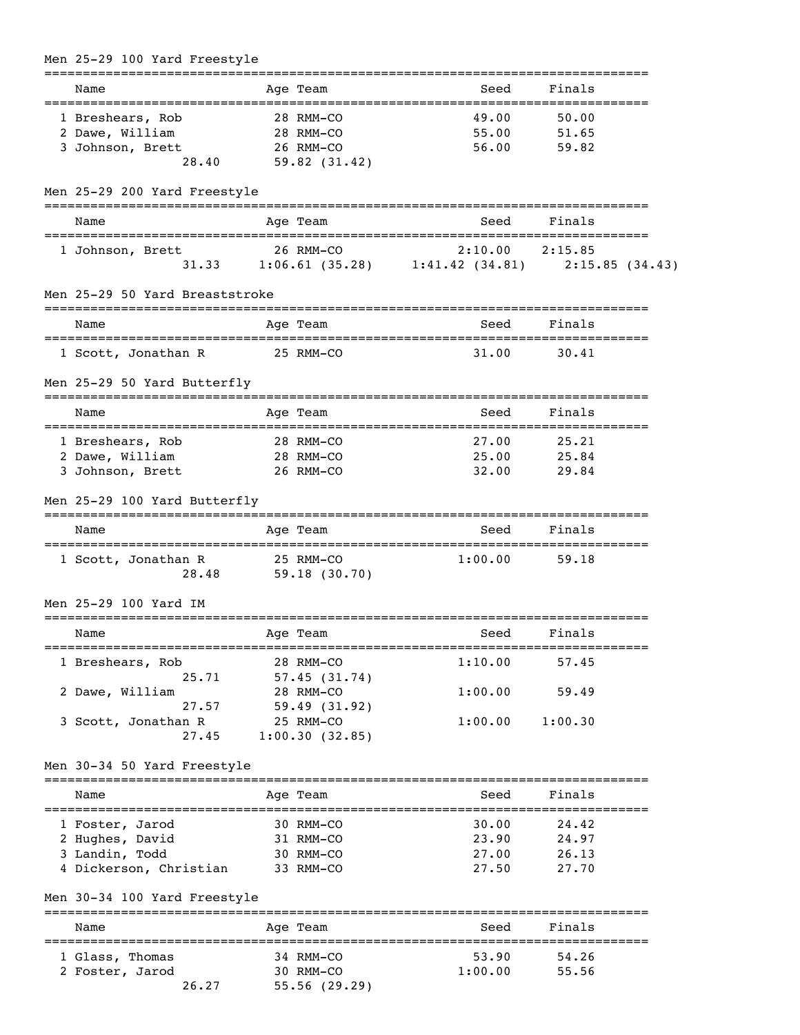## Men 25-29 100 Yard Freestyle

| Name | Age | Team | Seed | Finals |
|---|---|---|---|---|
| 1 Breshears, Rob | 28 | RMM-CO | 49.00 | 50.00 |
| 2 Dawe, William | 28 | RMM-CO | 55.00 | 51.65 |
| 3 Johnson, Brett | 26 | RMM-CO | 56.00 | 59.82 |
| 28.40 | | 59.82 (31.42) | | |

## Men 25-29 200 Yard Freestyle

| Name | Age | Team | Seed | Finals |
|---|---|---|---|---|
| 1 Johnson, Brett | 26 | RMM-CO | 2:10.00 | 2:15.85 |
| 31.33 | | 1:06.61 (35.28) | 1:41.42 (34.81) | 2:15.85 (34.43) |

## Men 25-29 50 Yard Breaststroke

| Name | Age | Team | Seed | Finals |
|---|---|---|---|---|
| 1 Scott, Jonathan R | 25 | RMM-CO | 31.00 | 30.41 |

## Men 25-29 50 Yard Butterfly

| Name | Age | Team | Seed | Finals |
|---|---|---|---|---|
| 1 Breshears, Rob | 28 | RMM-CO | 27.00 | 25.21 |
| 2 Dawe, William | 28 | RMM-CO | 25.00 | 25.84 |
| 3 Johnson, Brett | 26 | RMM-CO | 32.00 | 29.84 |

## Men 25-29 100 Yard Butterfly

| Name | Age | Team | Seed | Finals |
|---|---|---|---|---|
| 1 Scott, Jonathan R | 25 | RMM-CO | 1:00.00 | 59.18 |
| 28.48 | | 59.18 (30.70) | | |

## Men 25-29 100 Yard IM

| Name | Age | Team | Seed | Finals |
|---|---|---|---|---|
| 1 Breshears, Rob | 28 | RMM-CO | 1:10.00 | 57.45 |
| 25.71 | | 57.45 (31.74) | | |
| 2 Dawe, William | 28 | RMM-CO | 1:00.00 | 59.49 |
| 27.57 | | 59.49 (31.92) | | |
| 3 Scott, Jonathan R | 25 | RMM-CO | 1:00.00 | 1:00.30 |
| 27.45 | | 1:00.30 (32.85) | | |

## Men 30-34 50 Yard Freestyle

| Name | Age | Team | Seed | Finals |
|---|---|---|---|---|
| 1 Foster, Jarod | 30 | RMM-CO | 30.00 | 24.42 |
| 2 Hughes, David | 31 | RMM-CO | 23.90 | 24.97 |
| 3 Landin, Todd | 30 | RMM-CO | 27.00 | 26.13 |
| 4 Dickerson, Christian | 33 | RMM-CO | 27.50 | 27.70 |

## Men 30-34 100 Yard Freestyle

| Name | Age | Team | Seed | Finals |
|---|---|---|---|---|
| 1 Glass, Thomas | 34 | RMM-CO | 53.90 | 54.26 |
| 2 Foster, Jarod | 30 | RMM-CO | 1:00.00 | 55.56 |
| 26.27 | | 55.56 (29.29) | | |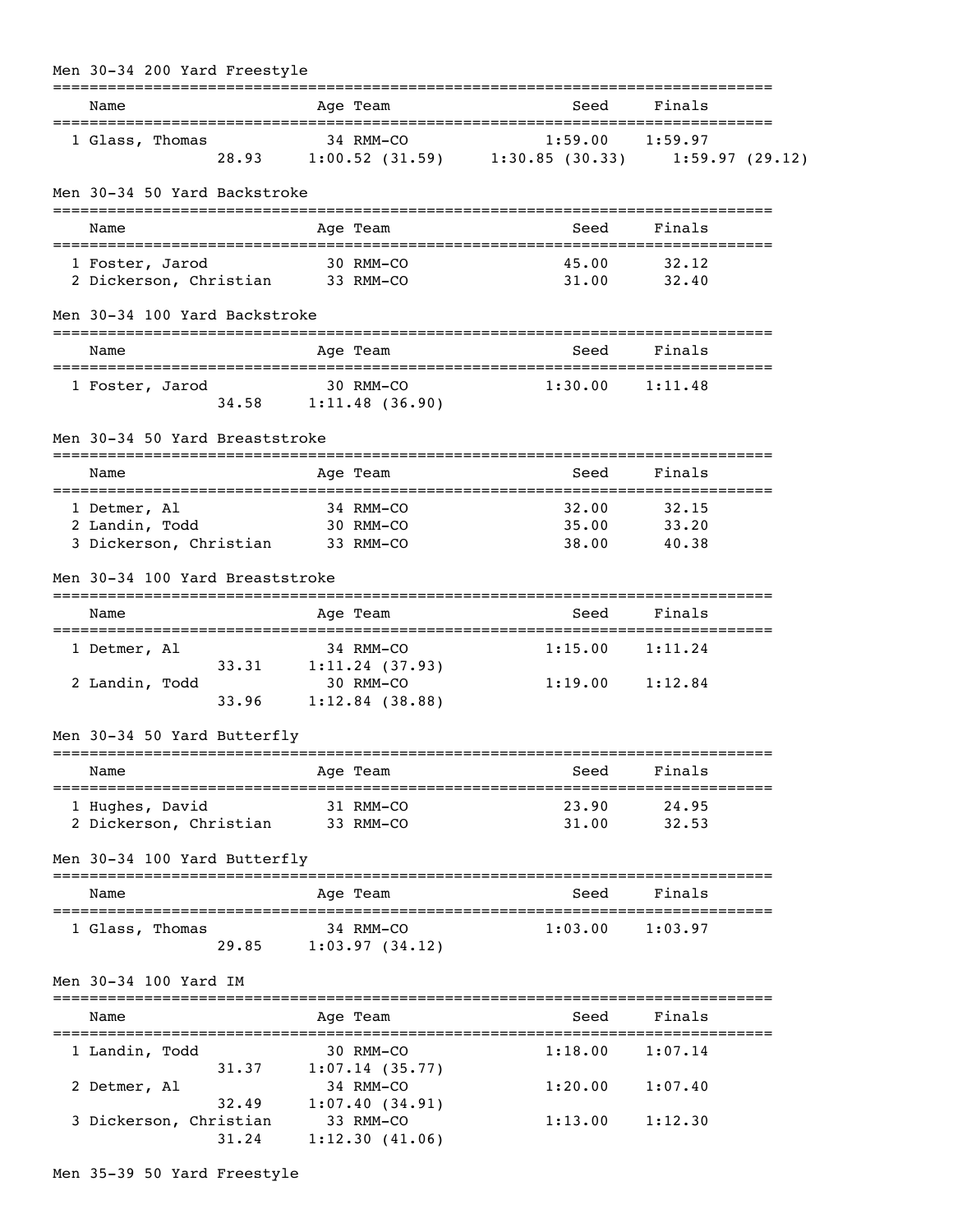## Men 30-34 200 Yard Freestyle

| Name | Age | Team | Seed | Finals |
|---|---|---|---|---|
| 1 Glass, Thomas | 34 | RMM-CO | 1:59.00 | 1:59.97 |
| 28.93 | 1:00.52 (31.59) | 1:30.85 (30.33) | 1:59.97 (29.12) | |

## Men 30-34 50 Yard Backstroke

| Name | Age | Team | Seed | Finals |
|---|---|---|---|---|
| 1 Foster, Jarod | 30 | RMM-CO | 45.00 | 32.12 |
| 2 Dickerson, Christian | 33 | RMM-CO | 31.00 | 32.40 |

## Men 30-34 100 Yard Backstroke

| Name | Age | Team | Seed | Finals |
|---|---|---|---|---|
| 1 Foster, Jarod | 30 | RMM-CO | 1:30.00 | 1:11.48 |
| 34.58 | 1:11.48 (36.90) | | | |

## Men 30-34 50 Yard Breaststroke

| Name | Age | Team | Seed | Finals |
|---|---|---|---|---|
| 1 Detmer, Al | 34 | RMM-CO | 32.00 | 32.15 |
| 2 Landin, Todd | 30 | RMM-CO | 35.00 | 33.20 |
| 3 Dickerson, Christian | 33 | RMM-CO | 38.00 | 40.38 |

## Men 30-34 100 Yard Breaststroke

| Name | Age | Team | Seed | Finals |
|---|---|---|---|---|
| 1 Detmer, Al | 34 | RMM-CO | 1:15.00 | 1:11.24 |
| 33.31 | 1:11.24 (37.93) | | | |
| 2 Landin, Todd | 30 | RMM-CO | 1:19.00 | 1:12.84 |
| 33.96 | 1:12.84 (38.88) | | | |

## Men 30-34 50 Yard Butterfly

| Name | Age | Team | Seed | Finals |
|---|---|---|---|---|
| 1 Hughes, David | 31 | RMM-CO | 23.90 | 24.95 |
| 2 Dickerson, Christian | 33 | RMM-CO | 31.00 | 32.53 |

## Men 30-34 100 Yard Butterfly

| Name | Age | Team | Seed | Finals |
|---|---|---|---|---|
| 1 Glass, Thomas | 34 | RMM-CO | 1:03.00 | 1:03.97 |
| 29.85 | 1:03.97 (34.12) | | | |

## Men 30-34 100 Yard IM

| Name | Age | Team | Seed | Finals |
|---|---|---|---|---|
| 1 Landin, Todd | 30 | RMM-CO | 1:18.00 | 1:07.14 |
| 31.37 | 1:07.14 (35.77) | | | |
| 2 Detmer, Al | 34 | RMM-CO | 1:20.00 | 1:07.40 |
| 32.49 | 1:07.40 (34.91) | | | |
| 3 Dickerson, Christian | 33 | RMM-CO | 1:13.00 | 1:12.30 |
| 31.24 | 1:12.30 (41.06) | | | |

## Men 35-39 50 Yard Freestyle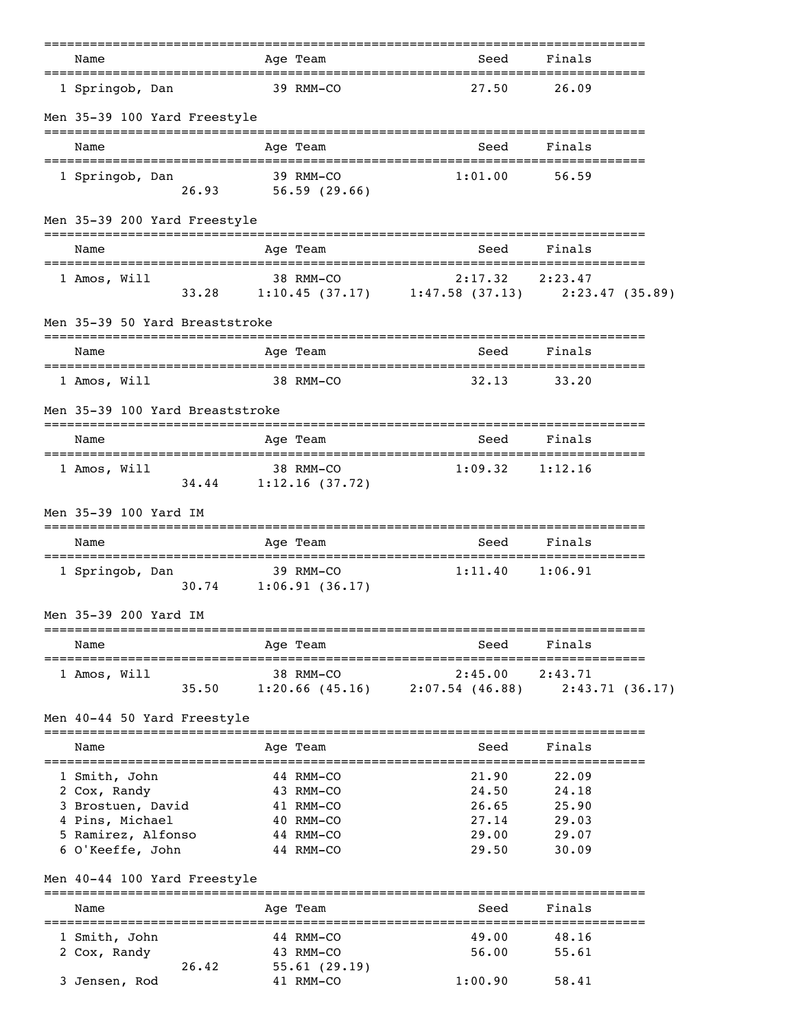| Name | Age | Team | Seed | Finals |
|---|---|---|---|---|
| 1 Springob, Dan | 39 | RMM-CO | 27.50 | 26.09 |

## Men 35-39 100 Yard Freestyle

| Name | Age | Team | Seed | Finals |
|---|---|---|---|---|
| 1 Springob, Dan | 39 | RMM-CO | 1:01.00 | 56.59 |
| 26.93 | | 56.59 (29.66) | | |

## Men 35-39 200 Yard Freestyle

| Name | Age | Team | Seed | Finals |
|---|---|---|---|---|
| 1 Amos, Will | 38 | RMM-CO | 2:17.32 | 2:23.47 |
| 33.28 | | 1:10.45 (37.17) | 1:47.58 (37.13) | 2:23.47 (35.89) |

## Men 35-39 50 Yard Breaststroke

| Name | Age | Team | Seed | Finals |
|---|---|---|---|---|
| 1 Amos, Will | 38 | RMM-CO | 32.13 | 33.20 |

## Men 35-39 100 Yard Breaststroke

| Name | Age | Team | Seed | Finals |
|---|---|---|---|---|
| 1 Amos, Will | 38 | RMM-CO | 1:09.32 | 1:12.16 |
| 34.44 | | 1:12.16 (37.72) | | |

## Men 35-39 100 Yard IM

| Name | Age | Team | Seed | Finals |
|---|---|---|---|---|
| 1 Springob, Dan | 39 | RMM-CO | 1:11.40 | 1:06.91 |
| 30.74 | | 1:06.91 (36.17) | | |

## Men 35-39 200 Yard IM

| Name | Age | Team | Seed | Finals |
|---|---|---|---|---|
| 1 Amos, Will | 38 | RMM-CO | 2:45.00 | 2:43.71 |
| 35.50 | | 1:20.66 (45.16) | 2:07.54 (46.88) | 2:43.71 (36.17) |

## Men 40-44 50 Yard Freestyle

| Name | Age | Team | Seed | Finals |
|---|---|---|---|---|
| 1 Smith, John | 44 | RMM-CO | 21.90 | 22.09 |
| 2 Cox, Randy | 43 | RMM-CO | 24.50 | 24.18 |
| 3 Brostuen, David | 41 | RMM-CO | 26.65 | 25.90 |
| 4 Pins, Michael | 40 | RMM-CO | 27.14 | 29.03 |
| 5 Ramirez, Alfonso | 44 | RMM-CO | 29.00 | 29.07 |
| 6 O'Keeffe, John | 44 | RMM-CO | 29.50 | 30.09 |

## Men 40-44 100 Yard Freestyle

| Name | Age | Team | Seed | Finals |
|---|---|---|---|---|
| 1 Smith, John | 44 | RMM-CO | 49.00 | 48.16 |
| 2 Cox, Randy | 43 | RMM-CO | 56.00 | 55.61 |
| 26.42 | | 55.61 (29.19) | | |
| 3 Jensen, Rod | 41 | RMM-CO | 1:00.90 | 58.41 |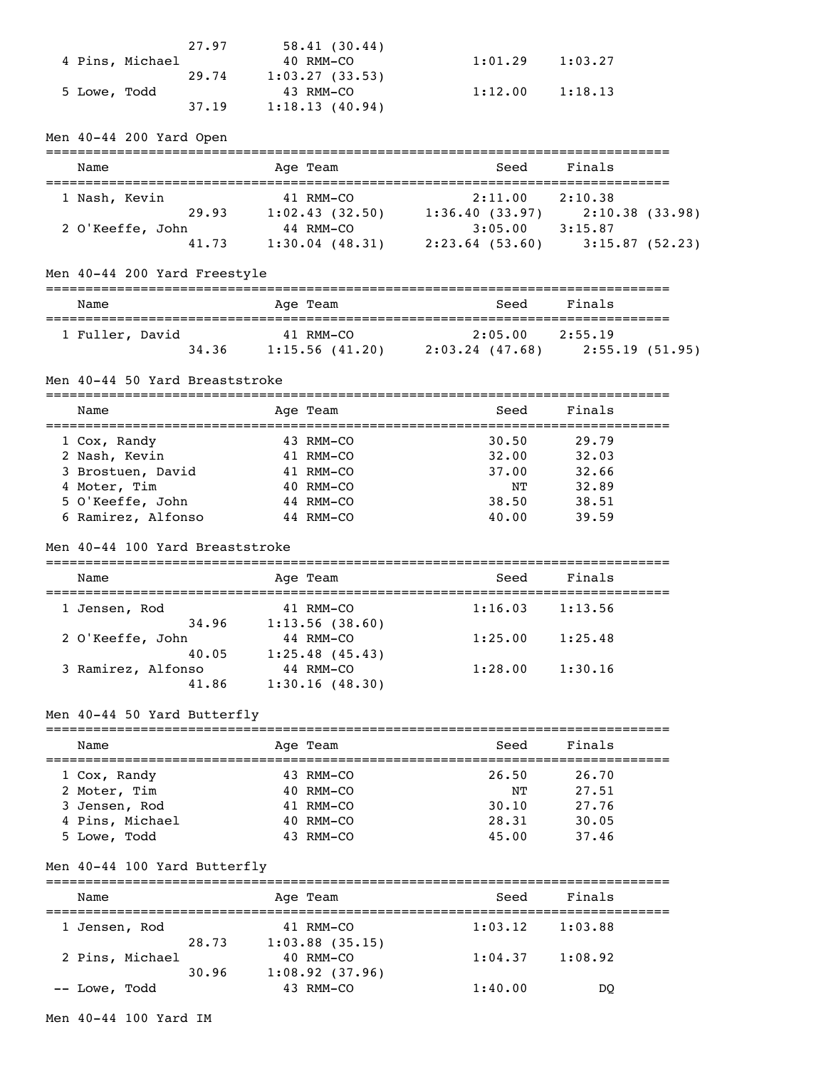| | | | | | |
|---|---|---|---|---|---|
| | 27.97 | 58.41 (30.44) | | | |
| 4 Pins, Michael | | 40 RMM-CO | 1:01.29 | 1:03.27 | |
| | 29.74 | 1:03.27 (33.53) | | | |
| 5 Lowe, Todd | | 43 RMM-CO | 1:12.00 | 1:18.13 | |
| | 37.19 | 1:18.13 (40.94) | | | |

Men 40-44 200 Yard Open

| Name | | Age Team | Seed | Finals | |
|---|---|---|---|---|---|
| 1 Nash, Kevin | | 41 RMM-CO | 2:11.00 | 2:10.38 | |
| | 29.93 | 1:02.43 (32.50) | 1:36.40 (33.97) | | 2:10.38 (33.98) |
| 2 O'Keeffe, John | | 44 RMM-CO | 3:05.00 | 3:15.87 | |
| | 41.73 | 1:30.04 (48.31) | 2:23.64 (53.60) | | 3:15.87 (52.23) |

Men 40-44 200 Yard Freestyle

| Name | | Age Team | Seed | Finals | |
|---|---|---|---|---|---|
| 1 Fuller, David | | 41 RMM-CO | 2:05.00 | 2:55.19 | |
| | 34.36 | 1:15.56 (41.20) | 2:03.24 (47.68) | | 2:55.19 (51.95) |

Men 40-44 50 Yard Breaststroke

| Name | Age Team | Seed | Finals |
|---|---|---|---|
| 1 Cox, Randy | 43 RMM-CO | 30.50 | 29.79 |
| 2 Nash, Kevin | 41 RMM-CO | 32.00 | 32.03 |
| 3 Brostuen, David | 41 RMM-CO | 37.00 | 32.66 |
| 4 Moter, Tim | 40 RMM-CO | NT | 32.89 |
| 5 O'Keeffe, John | 44 RMM-CO | 38.50 | 38.51 |
| 6 Ramirez, Alfonso | 44 RMM-CO | 40.00 | 39.59 |

Men 40-44 100 Yard Breaststroke

| Name | | Age Team | Seed | Finals |
|---|---|---|---|---|
| 1 Jensen, Rod | | 41 RMM-CO | 1:16.03 | 1:13.56 |
| | 34.96 | 1:13.56 (38.60) | | |
| 2 O'Keeffe, John | | 44 RMM-CO | 1:25.00 | 1:25.48 |
| | 40.05 | 1:25.48 (45.43) | | |
| 3 Ramirez, Alfonso | | 44 RMM-CO | 1:28.00 | 1:30.16 |
| | 41.86 | 1:30.16 (48.30) | | |

Men 40-44 50 Yard Butterfly

| Name | Age Team | Seed | Finals |
|---|---|---|---|
| 1 Cox, Randy | 43 RMM-CO | 26.50 | 26.70 |
| 2 Moter, Tim | 40 RMM-CO | NT | 27.51 |
| 3 Jensen, Rod | 41 RMM-CO | 30.10 | 27.76 |
| 4 Pins, Michael | 40 RMM-CO | 28.31 | 30.05 |
| 5 Lowe, Todd | 43 RMM-CO | 45.00 | 37.46 |

Men 40-44 100 Yard Butterfly

| Name | | Age Team | Seed | Finals |
|---|---|---|---|---|
| 1 Jensen, Rod | | 41 RMM-CO | 1:03.12 | 1:03.88 |
| | 28.73 | 1:03.88 (35.15) | | |
| 2 Pins, Michael | | 40 RMM-CO | 1:04.37 | 1:08.92 |
| | 30.96 | 1:08.92 (37.96) | | |
| -- Lowe, Todd | | 43 RMM-CO | 1:40.00 | DQ |

Men 40-44 100 Yard IM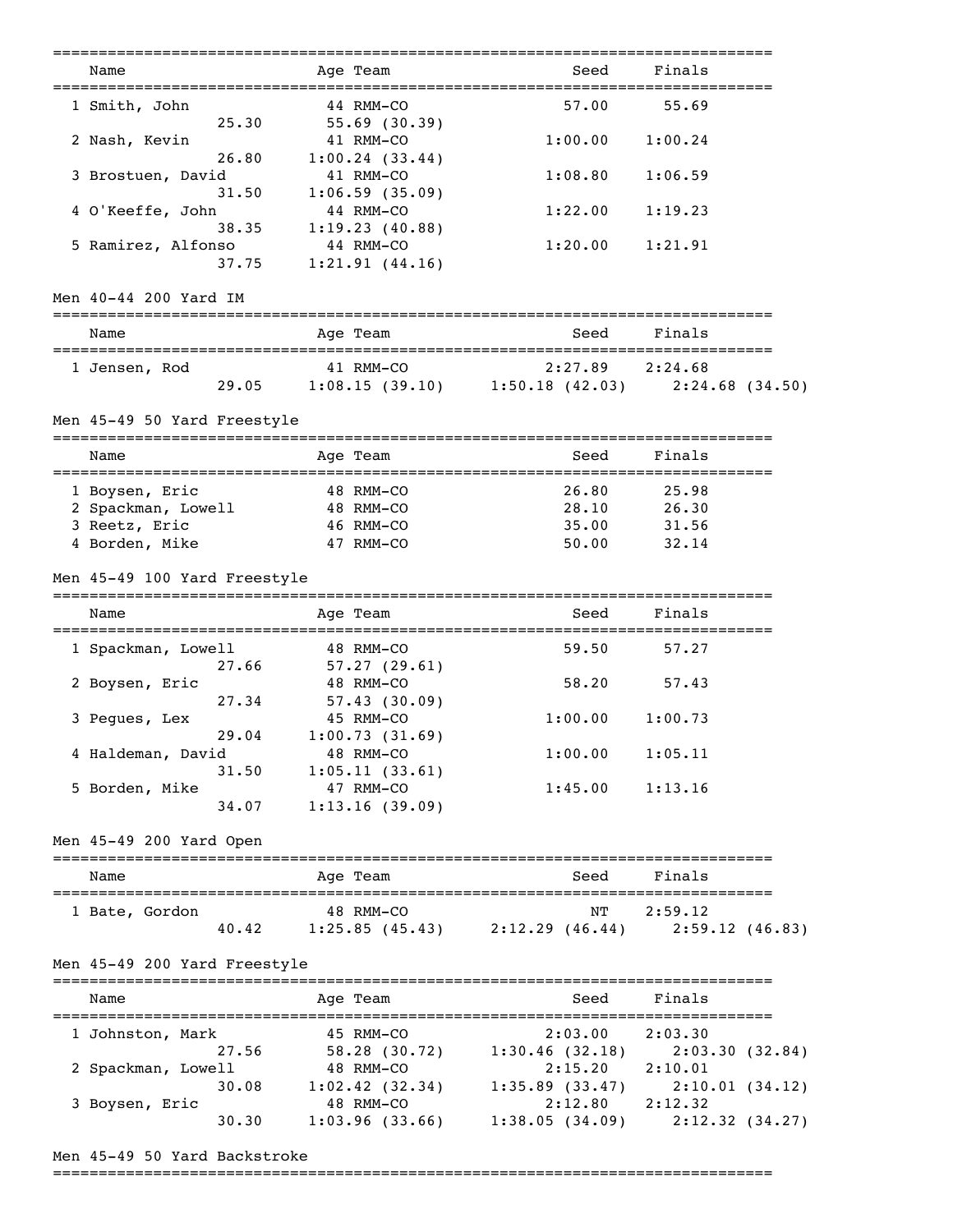| Name | Age | Team | Seed | Finals |
|---|---|---|---|---|
| 1 Smith, John | 44 | RMM-CO | 57.00 | 55.69 |
| 25.30 | 55.69 (30.39) | | | |
| 2 Nash, Kevin | 41 | RMM-CO | 1:00.00 | 1:00.24 |
| 26.80 | 1:00.24 (33.44) | | | |
| 3 Brostuen, David | 41 | RMM-CO | 1:08.80 | 1:06.59 |
| 31.50 | 1:06.59 (35.09) | | | |
| 4 O'Keeffe, John | 44 | RMM-CO | 1:22.00 | 1:19.23 |
| 38.35 | 1:19.23 (40.88) | | | |
| 5 Ramirez, Alfonso | 44 | RMM-CO | 1:20.00 | 1:21.91 |
| 37.75 | 1:21.91 (44.16) | | | |

Men 40-44 200 Yard IM

| Name | Age | Team | Seed | Finals | |
|---|---|---|---|---|---|
| 1 Jensen, Rod | 41 | RMM-CO | 2:27.89 | 2:24.68 | |
| 29.05 | 1:08.15 (39.10) | | 1:50.18 (42.03) | | 2:24.68 (34.50) |

Men 45-49 50 Yard Freestyle

| Name | Age | Team | Seed | Finals |
|---|---|---|---|---|
| 1 Boysen, Eric | 48 | RMM-CO | 26.80 | 25.98 |
| 2 Spackman, Lowell | 48 | RMM-CO | 28.10 | 26.30 |
| 3 Reetz, Eric | 46 | RMM-CO | 35.00 | 31.56 |
| 4 Borden, Mike | 47 | RMM-CO | 50.00 | 32.14 |

Men 45-49 100 Yard Freestyle

| Name | Age | Team | Seed | Finals |
|---|---|---|---|---|
| 1 Spackman, Lowell | 48 | RMM-CO | 59.50 | 57.27 |
| 27.66 | 57.27 (29.61) | | | |
| 2 Boysen, Eric | 48 | RMM-CO | 58.20 | 57.43 |
| 27.34 | 57.43 (30.09) | | | |
| 3 Pegues, Lex | 45 | RMM-CO | 1:00.00 | 1:00.73 |
| 29.04 | 1:00.73 (31.69) | | | |
| 4 Haldeman, David | 48 | RMM-CO | 1:00.00 | 1:05.11 |
| 31.50 | 1:05.11 (33.61) | | | |
| 5 Borden, Mike | 47 | RMM-CO | 1:45.00 | 1:13.16 |
| 34.07 | 1:13.16 (39.09) | | | |

Men 45-49 200 Yard Open

| Name | Age | Team | Seed | Finals | |
|---|---|---|---|---|---|
| 1 Bate, Gordon | 48 | RMM-CO | NT | 2:59.12 | |
| 40.42 | 1:25.85 (45.43) | | 2:12.29 (46.44) | | 2:59.12 (46.83) |

Men 45-49 200 Yard Freestyle

| Name | Age | Team | Seed | Finals | |
|---|---|---|---|---|---|
| 1 Johnston, Mark | 45 | RMM-CO | 2:03.00 | 2:03.30 | |
| 27.56 | 58.28 (30.72) | | 1:30.46 (32.18) | | 2:03.30 (32.84) |
| 2 Spackman, Lowell | 48 | RMM-CO | 2:15.20 | 2:10.01 | |
| 30.08 | 1:02.42 (32.34) | | 1:35.89 (33.47) | | 2:10.01 (34.12) |
| 3 Boysen, Eric | 48 | RMM-CO | 2:12.80 | 2:12.32 | |
| 30.30 | 1:03.96 (33.66) | | 1:38.05 (34.09) | | 2:12.32 (34.27) |

Men 45-49 50 Yard Backstroke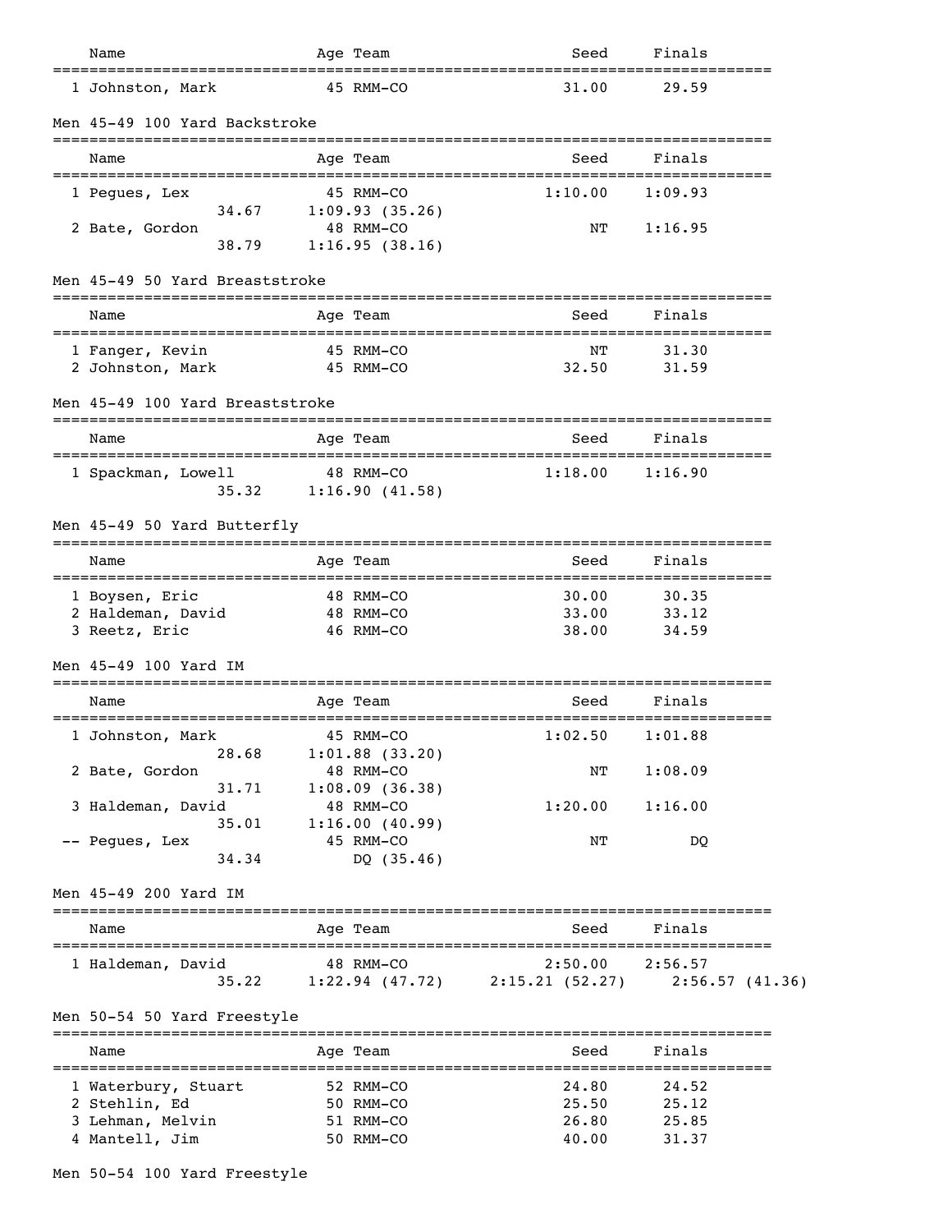| Name | Age | Team | Seed | Finals |
|---|---|---|---|---|
| 1 Johnston, Mark | 45 | RMM-CO | 31.00 | 29.59 |

## Men 45-49 100 Yard Backstroke

| Name | Age | Team | Seed | Finals |
|---|---|---|---|---|
| 1 Pegues, Lex | 45 | RMM-CO | 1:10.00 | 1:09.93 |
| 34.67 | 1:09.93 (35.26) | | | |
| 2 Bate, Gordon | 48 | RMM-CO | NT | 1:16.95 |
| 38.79 | 1:16.95 (38.16) | | | |

## Men 45-49 50 Yard Breaststroke

| Name | Age | Team | Seed | Finals |
|---|---|---|---|---|
| 1 Fanger, Kevin | 45 | RMM-CO | NT | 31.30 |
| 2 Johnston, Mark | 45 | RMM-CO | 32.50 | 31.59 |

## Men 45-49 100 Yard Breaststroke

| Name | Age | Team | Seed | Finals |
|---|---|---|---|---|
| 1 Spackman, Lowell | 48 | RMM-CO | 1:18.00 | 1:16.90 |
| 35.32 | 1:16.90 (41.58) | | | |

## Men 45-49 50 Yard Butterfly

| Name | Age | Team | Seed | Finals |
|---|---|---|---|---|
| 1 Boysen, Eric | 48 | RMM-CO | 30.00 | 30.35 |
| 2 Haldeman, David | 48 | RMM-CO | 33.00 | 33.12 |
| 3 Reetz, Eric | 46 | RMM-CO | 38.00 | 34.59 |

## Men 45-49 100 Yard IM

| Name | Age | Team | Seed | Finals |
|---|---|---|---|---|
| 1 Johnston, Mark | 45 | RMM-CO | 1:02.50 | 1:01.88 |
| 28.68 | 1:01.88 (33.20) | | | |
| 2 Bate, Gordon | 48 | RMM-CO | NT | 1:08.09 |
| 31.71 | 1:08.09 (36.38) | | | |
| 3 Haldeman, David | 48 | RMM-CO | 1:20.00 | 1:16.00 |
| 35.01 | 1:16.00 (40.99) | | | |
| -- Pegues, Lex | 45 | RMM-CO | NT | DQ |
| 34.34 | DQ (35.46) | | | |

## Men 45-49 200 Yard IM

| Name | Age | Team | Seed | Finals |
|---|---|---|---|---|
| 1 Haldeman, David | 48 | RMM-CO | 2:50.00 | 2:56.57 |
| 35.22 | 1:22.94 (47.72) | 2:15.21 (52.27) | 2:56.57 (41.36) | |

## Men 50-54 50 Yard Freestyle

| Name | Age | Team | Seed | Finals |
|---|---|---|---|---|
| 1 Waterbury, Stuart | 52 | RMM-CO | 24.80 | 24.52 |
| 2 Stehlin, Ed | 50 | RMM-CO | 25.50 | 25.12 |
| 3 Lehman, Melvin | 51 | RMM-CO | 26.80 | 25.85 |
| 4 Mantell, Jim | 50 | RMM-CO | 40.00 | 31.37 |

## Men 50-54 100 Yard Freestyle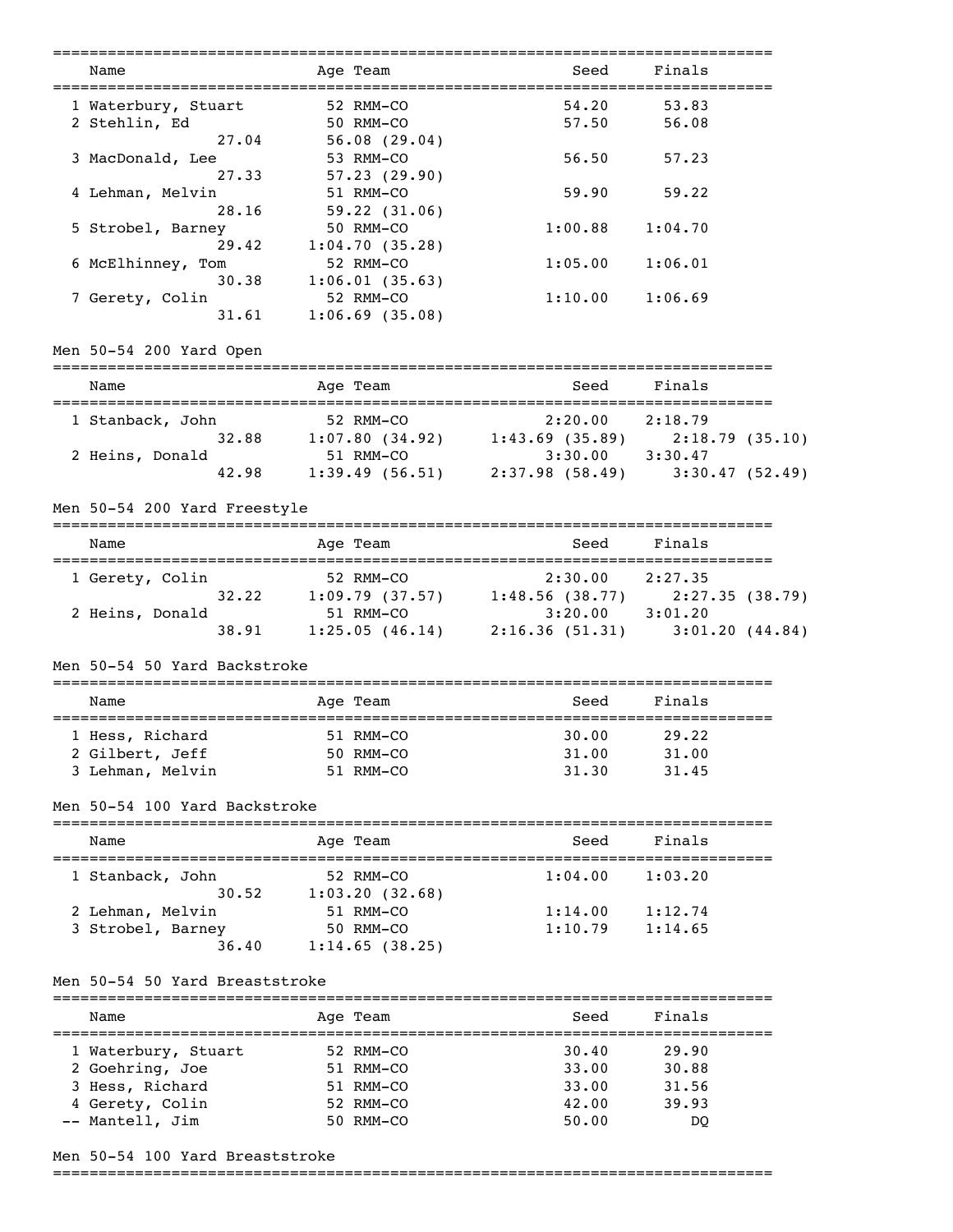| Name | Age | Team | Seed | Finals |
|---|---|---|---|---|
| 1 Waterbury, Stuart | 52 | RMM-CO | 54.20 | 53.83 |
| 2 Stehlin, Ed | 50 | RMM-CO | 57.50 | 56.08 |
| 27.04 | 56.08 (29.04) | | | |
| 3 MacDonald, Lee | 53 | RMM-CO | 56.50 | 57.23 |
| 27.33 | 57.23 (29.90) | | | |
| 4 Lehman, Melvin | 51 | RMM-CO | 59.90 | 59.22 |
| 28.16 | 59.22 (31.06) | | | |
| 5 Strobel, Barney | 50 | RMM-CO | 1:00.88 | 1:04.70 |
| 29.42 | 1:04.70 (35.28) | | | |
| 6 McElhinney, Tom | 52 | RMM-CO | 1:05.00 | 1:06.01 |
| 30.38 | 1:06.01 (35.63) | | | |
| 7 Gerety, Colin | 52 | RMM-CO | 1:10.00 | 1:06.69 |
| 31.61 | 1:06.69 (35.08) | | | |

Men 50-54 200 Yard Open

| Name | Age | Team | Seed | Finals |
|---|---|---|---|---|
| 1 Stanback, John | 52 | RMM-CO | 2:20.00 | 2:18.79 |
| 32.88 | 1:07.80 (34.92) | 1:43.69 (35.89) | 2:18.79 (35.10) | |
| 2 Heins, Donald | 51 | RMM-CO | 3:30.00 | 3:30.47 |
| 42.98 | 1:39.49 (56.51) | 2:37.98 (58.49) | 3:30.47 (52.49) | |

Men 50-54 200 Yard Freestyle

| Name | Age | Team | Seed | Finals |
|---|---|---|---|---|
| 1 Gerety, Colin | 52 | RMM-CO | 2:30.00 | 2:27.35 |
| 32.22 | 1:09.79 (37.57) | 1:48.56 (38.77) | 2:27.35 (38.79) | |
| 2 Heins, Donald | 51 | RMM-CO | 3:20.00 | 3:01.20 |
| 38.91 | 1:25.05 (46.14) | 2:16.36 (51.31) | 3:01.20 (44.84) | |

Men 50-54 50 Yard Backstroke

| Name | Age | Team | Seed | Finals |
|---|---|---|---|---|
| 1 Hess, Richard | 51 | RMM-CO | 30.00 | 29.22 |
| 2 Gilbert, Jeff | 50 | RMM-CO | 31.00 | 31.00 |
| 3 Lehman, Melvin | 51 | RMM-CO | 31.30 | 31.45 |

Men 50-54 100 Yard Backstroke

| Name | Age | Team | Seed | Finals |
|---|---|---|---|---|
| 1 Stanback, John | 52 | RMM-CO | 1:04.00 | 1:03.20 |
| 30.52 | 1:03.20 (32.68) | | | |
| 2 Lehman, Melvin | 51 | RMM-CO | 1:14.00 | 1:12.74 |
| 3 Strobel, Barney | 50 | RMM-CO | 1:10.79 | 1:14.65 |
| 36.40 | 1:14.65 (38.25) | | | |

Men 50-54 50 Yard Breaststroke

| Name | Age | Team | Seed | Finals |
|---|---|---|---|---|
| 1 Waterbury, Stuart | 52 | RMM-CO | 30.40 | 29.90 |
| 2 Goehring, Joe | 51 | RMM-CO | 33.00 | 30.88 |
| 3 Hess, Richard | 51 | RMM-CO | 33.00 | 31.56 |
| 4 Gerety, Colin | 52 | RMM-CO | 42.00 | 39.93 |
| -- Mantell, Jim | 50 | RMM-CO | 50.00 | DQ |

Men 50-54 100 Yard Breaststroke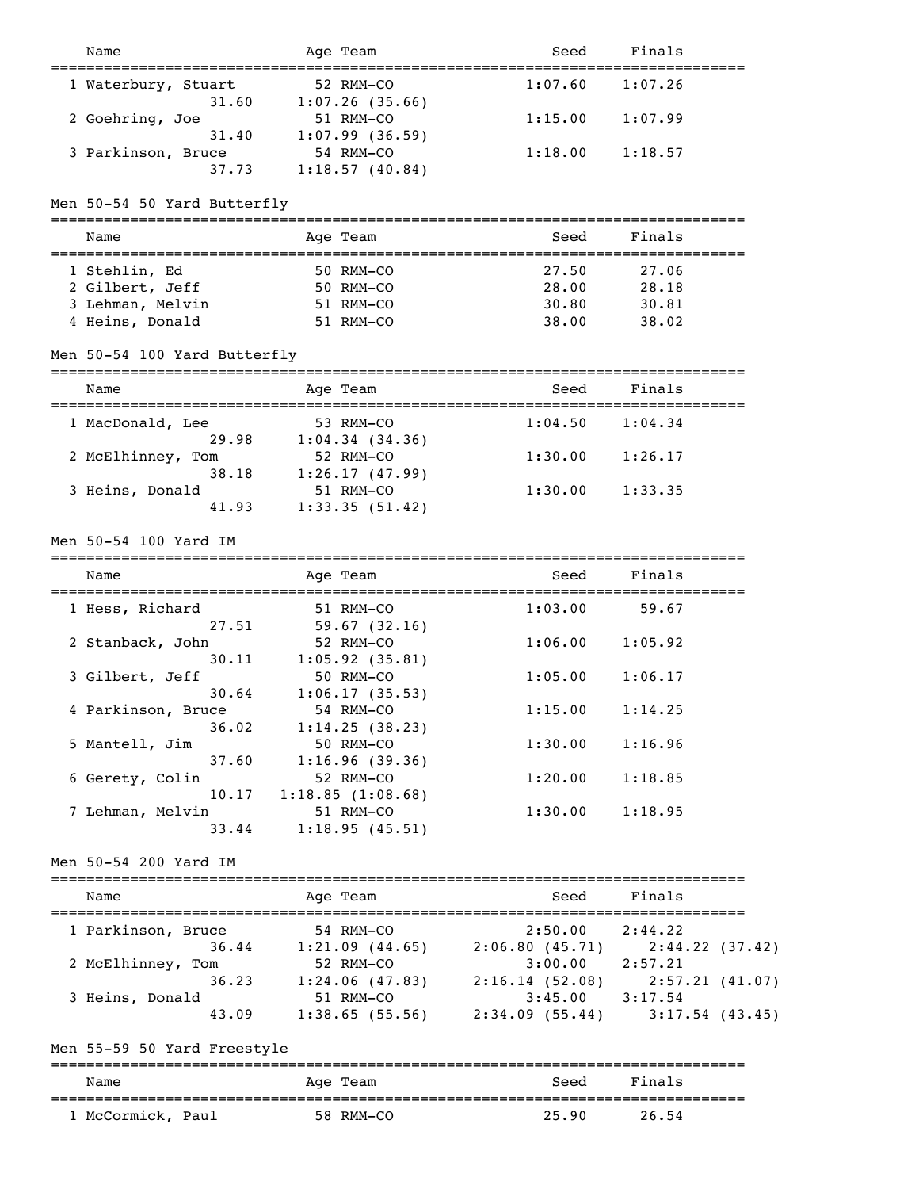| Name | Age | Team | Seed | Finals |
|---|---|---|---|---|
| 1 Waterbury, Stuart | 52 | RMM-CO | 1:07.60 | 1:07.26 |
| 31.60 | 1:07.26 (35.66) | | | |
| 2 Goehring, Joe | 51 | RMM-CO | 1:15.00 | 1:07.99 |
| 31.40 | 1:07.99 (36.59) | | | |
| 3 Parkinson, Bruce | 54 | RMM-CO | 1:18.00 | 1:18.57 |
| 37.73 | 1:18.57 (40.84) | | | |

## Men 50-54 50 Yard Butterfly

| Name | Age | Team | Seed | Finals |
|---|---|---|---|---|
| 1 Stehlin, Ed | 50 | RMM-CO | 27.50 | 27.06 |
| 2 Gilbert, Jeff | 50 | RMM-CO | 28.00 | 28.18 |
| 3 Lehman, Melvin | 51 | RMM-CO | 30.80 | 30.81 |
| 4 Heins, Donald | 51 | RMM-CO | 38.00 | 38.02 |

## Men 50-54 100 Yard Butterfly

| Name | Age | Team | Seed | Finals |
|---|---|---|---|---|
| 1 MacDonald, Lee | 53 | RMM-CO | 1:04.50 | 1:04.34 |
| 29.98 | 1:04.34 (34.36) | | | |
| 2 McElhinney, Tom | 52 | RMM-CO | 1:30.00 | 1:26.17 |
| 38.18 | 1:26.17 (47.99) | | | |
| 3 Heins, Donald | 51 | RMM-CO | 1:30.00 | 1:33.35 |
| 41.93 | 1:33.35 (51.42) | | | |

## Men 50-54 100 Yard IM

| Name | Age | Team | Seed | Finals |
|---|---|---|---|---|
| 1 Hess, Richard | 51 | RMM-CO | 1:03.00 | 59.67 |
| 27.51 | 59.67 (32.16) | | | |
| 2 Stanback, John | 52 | RMM-CO | 1:06.00 | 1:05.92 |
| 30.11 | 1:05.92 (35.81) | | | |
| 3 Gilbert, Jeff | 50 | RMM-CO | 1:05.00 | 1:06.17 |
| 30.64 | 1:06.17 (35.53) | | | |
| 4 Parkinson, Bruce | 54 | RMM-CO | 1:15.00 | 1:14.25 |
| 36.02 | 1:14.25 (38.23) | | | |
| 5 Mantell, Jim | 50 | RMM-CO | 1:30.00 | 1:16.96 |
| 37.60 | 1:16.96 (39.36) | | | |
| 6 Gerety, Colin | 52 | RMM-CO | 1:20.00 | 1:18.85 |
| 10.17 | 1:18.85 (1:08.68) | | | |
| 7 Lehman, Melvin | 51 | RMM-CO | 1:30.00 | 1:18.95 |
| 33.44 | 1:18.95 (45.51) | | | |

## Men 50-54 200 Yard IM

| Name | Age | Team | Seed | Finals |
|---|---|---|---|---|
| 1 Parkinson, Bruce | 54 | RMM-CO | 2:50.00 | 2:44.22 |
| 36.44 | 1:21.09 (44.65) | | 2:06.80 (45.71) | 2:44.22 (37.42) |
| 2 McElhinney, Tom | 52 | RMM-CO | 3:00.00 | 2:57.21 |
| 36.23 | 1:24.06 (47.83) | | 2:16.14 (52.08) | 2:57.21 (41.07) |
| 3 Heins, Donald | 51 | RMM-CO | 3:45.00 | 3:17.54 |
| 43.09 | 1:38.65 (55.56) | | 2:34.09 (55.44) | 3:17.54 (43.45) |

## Men 55-59 50 Yard Freestyle

| Name | Age | Team | Seed | Finals |
|---|---|---|---|---|
| 1 McCormick, Paul | 58 | RMM-CO | 25.90 | 26.54 |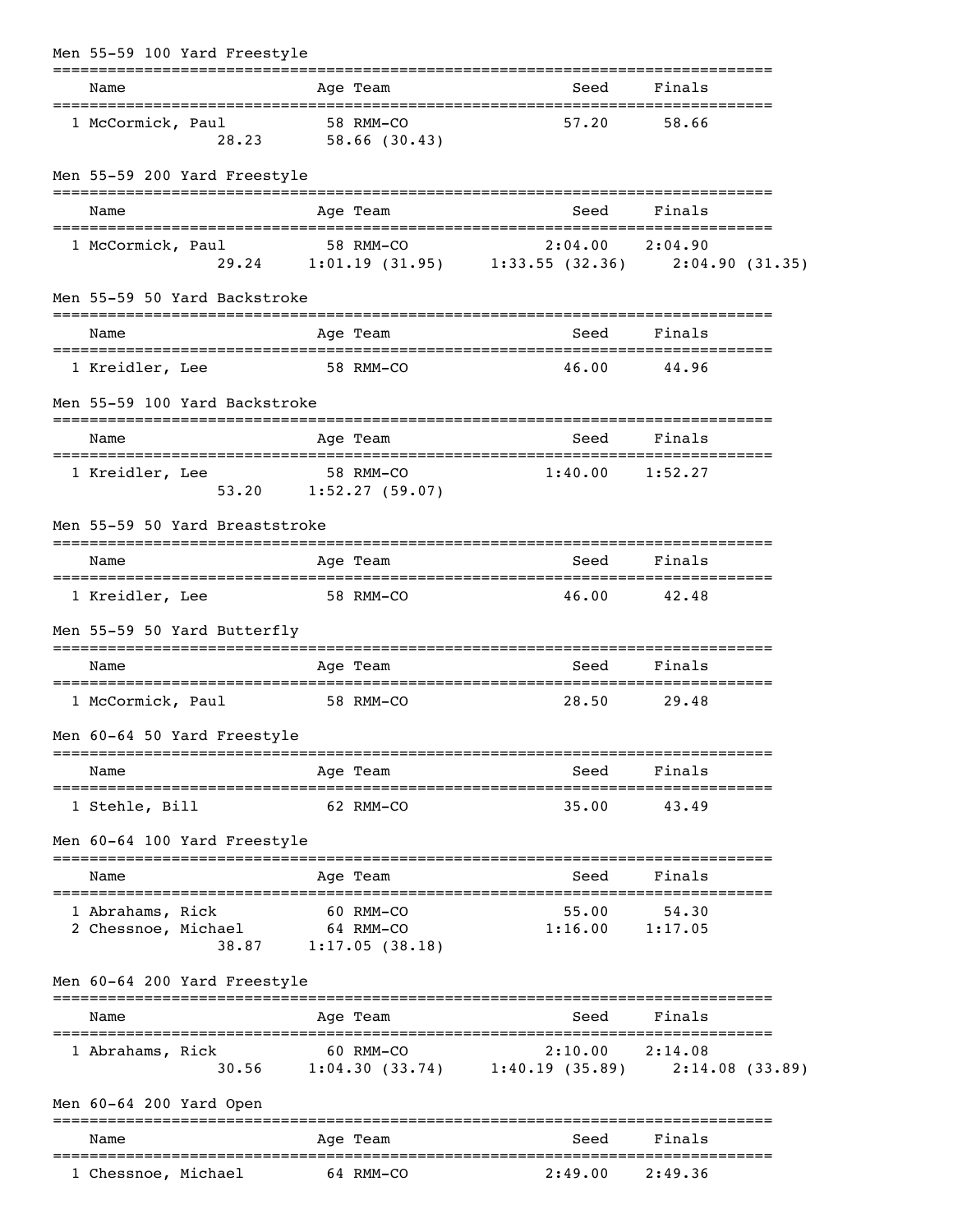### Men 55-59 100 Yard Freestyle

| Name | Age | Team | Seed | Finals |
|---|---|---|---|---|
| 1 McCormick, Paul | 58 | RMM-CO | 57.20 | 58.66 |
| 28.23 | 58.66 (30.43) | | | |

### Men 55-59 200 Yard Freestyle

| Name | Age | Team | Seed | Finals |
|---|---|---|---|---|
| 1 McCormick, Paul | 58 | RMM-CO | 2:04.00 | 2:04.90 |
| 29.24 | 1:01.19 (31.95) | 1:33.55 (32.36) | 2:04.90 (31.35) | |

### Men 55-59 50 Yard Backstroke

| Name | Age | Team | Seed | Finals |
|---|---|---|---|---|
| 1 Kreidler, Lee | 58 | RMM-CO | 46.00 | 44.96 |

### Men 55-59 100 Yard Backstroke

| Name | Age | Team | Seed | Finals |
|---|---|---|---|---|
| 1 Kreidler, Lee | 58 | RMM-CO | 1:40.00 | 1:52.27 |
| 53.20 | 1:52.27 (59.07) | | | |

### Men 55-59 50 Yard Breaststroke

| Name | Age | Team | Seed | Finals |
|---|---|---|---|---|
| 1 Kreidler, Lee | 58 | RMM-CO | 46.00 | 42.48 |

### Men 55-59 50 Yard Butterfly

| Name | Age | Team | Seed | Finals |
|---|---|---|---|---|
| 1 McCormick, Paul | 58 | RMM-CO | 28.50 | 29.48 |

### Men 60-64 50 Yard Freestyle

| Name | Age | Team | Seed | Finals |
|---|---|---|---|---|
| 1 Stehle, Bill | 62 | RMM-CO | 35.00 | 43.49 |

### Men 60-64 100 Yard Freestyle

| Name | Age | Team | Seed | Finals |
|---|---|---|---|---|
| 1 Abrahams, Rick | 60 | RMM-CO | 55.00 | 54.30 |
| 2 Chessnoe, Michael | 64 | RMM-CO | 1:16.00 | 1:17.05 |
| 38.87 | 1:17.05 (38.18) | | | |

### Men 60-64 200 Yard Freestyle

| Name | Age | Team | Seed | Finals |
|---|---|---|---|---|
| 1 Abrahams, Rick | 60 | RMM-CO | 2:10.00 | 2:14.08 |
| 30.56 | 1:04.30 (33.74) | 1:40.19 (35.89) | 2:14.08 (33.89) | |

### Men 60-64 200 Yard Open

| Name | Age | Team | Seed | Finals |
|---|---|---|---|---|
| 1 Chessnoe, Michael | 64 | RMM-CO | 2:49.00 | 2:49.36 |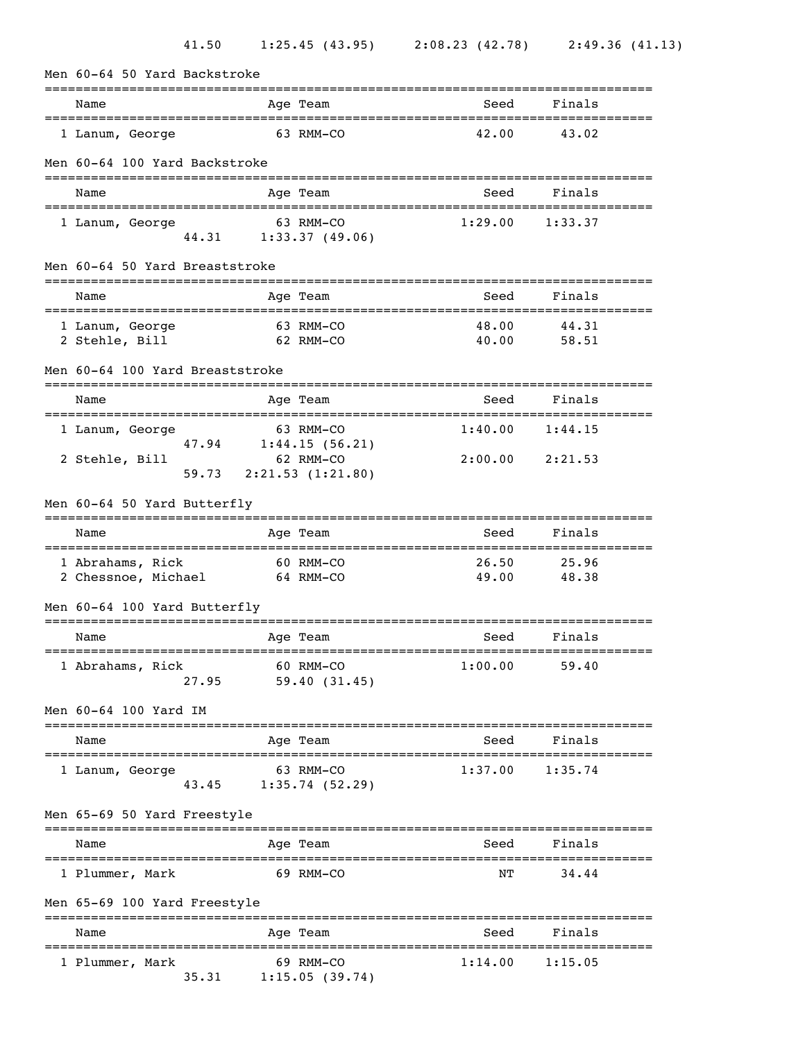41.50 1:25.45 (43.95) 2:08.23 (42.78) 2:49.36 (41.13)

### Men 60-64 50 Yard Backstroke

| Name | Age | Team | Seed | Finals |
|---|---|---|---|---|
| 1 Lanum, George | 63 | RMM-CO | 42.00 | 43.02 |

### Men 60-64 100 Yard Backstroke

| Name | Age | Team | Seed | Finals |
|---|---|---|---|---|
| 1 Lanum, George | 63 | RMM-CO | 1:29.00 | 1:33.37 |
| 44.31 | 1:33.37 (49.06) | | | |

### Men 60-64 50 Yard Breaststroke

| Name | Age | Team | Seed | Finals |
|---|---|---|---|---|
| 1 Lanum, George | 63 | RMM-CO | 48.00 | 44.31 |
| 2 Stehle, Bill | 62 | RMM-CO | 40.00 | 58.51 |

### Men 60-64 100 Yard Breaststroke

| Name | Age | Team | Seed | Finals |
|---|---|---|---|---|
| 1 Lanum, George | 63 | RMM-CO | 1:40.00 | 1:44.15 |
| 47.94 | 1:44.15 (56.21) | | | |
| 2 Stehle, Bill | 62 | RMM-CO | 2:00.00 | 2:21.53 |
| 59.73 | 2:21.53 (1:21.80) | | | |

### Men 60-64 50 Yard Butterfly

| Name | Age | Team | Seed | Finals |
|---|---|---|---|---|
| 1 Abrahams, Rick | 60 | RMM-CO | 26.50 | 25.96 |
| 2 Chessnoe, Michael | 64 | RMM-CO | 49.00 | 48.38 |

### Men 60-64 100 Yard Butterfly

| Name | Age | Team | Seed | Finals |
|---|---|---|---|---|
| 1 Abrahams, Rick | 60 | RMM-CO | 1:00.00 | 59.40 |
| 27.95 | 59.40 (31.45) | | | |

### Men 60-64 100 Yard IM

| Name | Age | Team | Seed | Finals |
|---|---|---|---|---|
| 1 Lanum, George | 63 | RMM-CO | 1:37.00 | 1:35.74 |
| 43.45 | 1:35.74 (52.29) | | | |

### Men 65-69 50 Yard Freestyle

| Name | Age | Team | Seed | Finals |
|---|---|---|---|---|
| 1 Plummer, Mark | 69 | RMM-CO | NT | 34.44 |

### Men 65-69 100 Yard Freestyle

| Name | Age | Team | Seed | Finals |
|---|---|---|---|---|
| 1 Plummer, Mark | 69 | RMM-CO | 1:14.00 | 1:15.05 |
| 35.31 | 1:15.05 (39.74) | | | |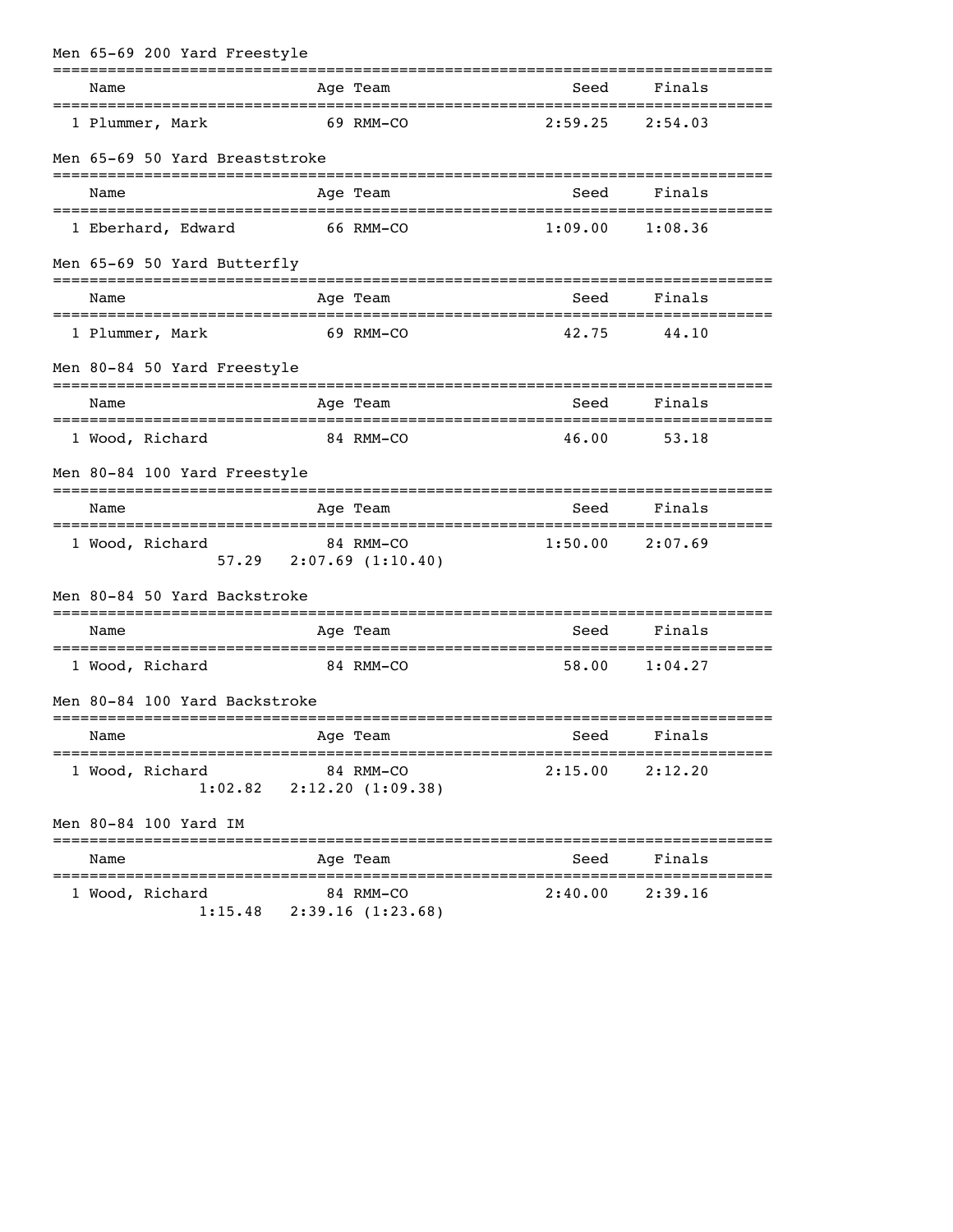## Men 65-69 200 Yard Freestyle

| Name | Age | Team | Seed | Finals |
|---|---|---|---|---|
| 1 Plummer, Mark | 69 | RMM-CO | 2:59.25 | 2:54.03 |

## Men 65-69 50 Yard Breaststroke

| Name | Age | Team | Seed | Finals |
|---|---|---|---|---|
| 1 Eberhard, Edward | 66 | RMM-CO | 1:09.00 | 1:08.36 |

## Men 65-69 50 Yard Butterfly

| Name | Age | Team | Seed | Finals |
|---|---|---|---|---|
| 1 Plummer, Mark | 69 | RMM-CO | 42.75 | 44.10 |

## Men 80-84 50 Yard Freestyle

| Name | Age | Team | Seed | Finals |
|---|---|---|---|---|
| 1 Wood, Richard | 84 | RMM-CO | 46.00 | 53.18 |

## Men 80-84 100 Yard Freestyle

| Name | Age | Team | Seed | Finals |
|---|---|---|---|---|
| 1 Wood, Richard | 84 | RMM-CO | 1:50.00 | 2:07.69 |
| 57.29 | 2:07.69 (1:10.40) | | | |

## Men 80-84 50 Yard Backstroke

| Name | Age | Team | Seed | Finals |
|---|---|---|---|---|
| 1 Wood, Richard | 84 | RMM-CO | 58.00 | 1:04.27 |

## Men 80-84 100 Yard Backstroke

| Name | Age | Team | Seed | Finals |
|---|---|---|---|---|
| 1 Wood, Richard | 84 | RMM-CO | 2:15.00 | 2:12.20 |
| 1:02.82 | 2:12.20 (1:09.38) | | | |

## Men 80-84 100 Yard IM

| Name | Age | Team | Seed | Finals |
|---|---|---|---|---|
| 1 Wood, Richard | 84 | RMM-CO | 2:40.00 | 2:39.16 |
| 1:15.48 | 2:39.16 (1:23.68) | | | |